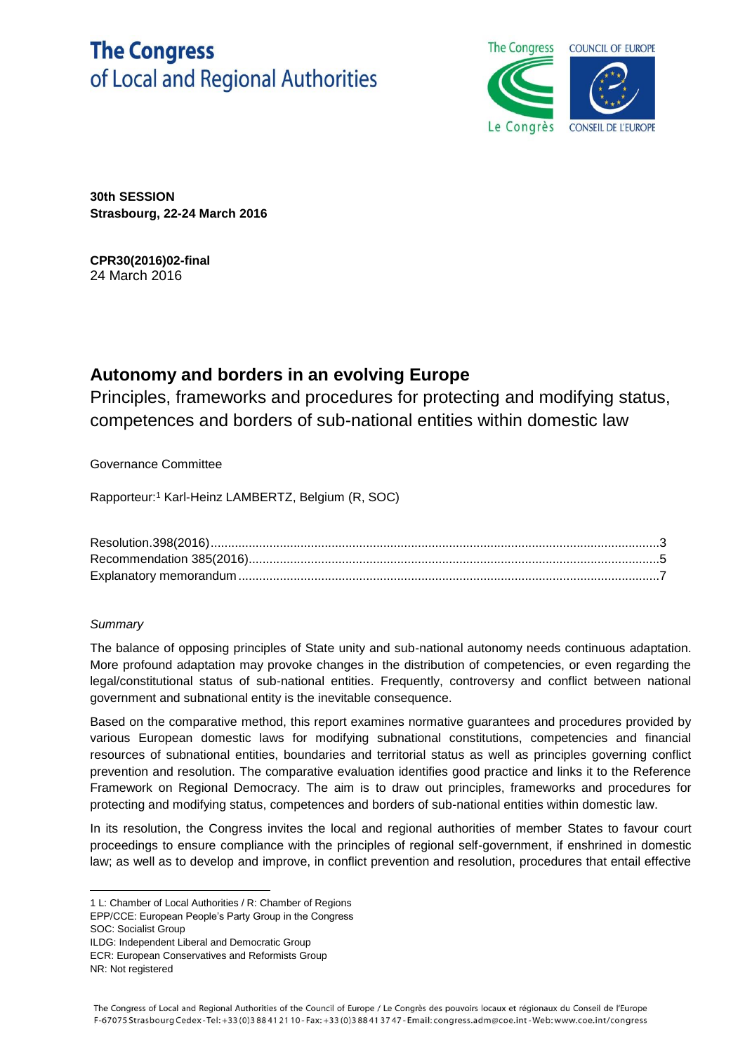# The Congress of Local and Regional Authorities

**30th SESSION**
**Strasbourg, 22-24 March 2016**

**CPR30(2016)02-final**
24 March 2016

## Autonomy and borders in an evolving Europe

Principles, frameworks and procedures for protecting and modifying status, competences and borders of sub-national entities within domestic law

Governance Committee

Rapporteur:[1] Karl-Heinz LAMBERTZ, Belgium (R, SOC)

Resolution.398(2016) ........................................................ 3
Recommendation 385(2016) ................................................. 5
Explanatory memorandum ....................................................... 7

*Summary*

The balance of opposing principles of State unity and sub-national autonomy needs continuous adaptation. More profound adaptation may provoke changes in the distribution of competencies, or even regarding the legal/constitutional status of sub-national entities. Frequently, controversy and conflict between national government and subnational entity is the inevitable consequence.

Based on the comparative method, this report examines normative guarantees and procedures provided by various European domestic laws for modifying subnational constitutions, competencies and financial resources of subnational entities, boundaries and territorial status as well as principles governing conflict prevention and resolution. The comparative evaluation identifies good practice and links it to the Reference Framework on Regional Democracy. The aim is to draw out principles, frameworks and procedures for protecting and modifying status, competences and borders of sub-national entities within domestic law.

In its resolution, the Congress invites the local and regional authorities of member States to favour court proceedings to ensure compliance with the principles of regional self-government, if enshrined in domestic law; as well as to develop and improve, in conflict prevention and resolution, procedures that entail effective

---

1 L: Chamber of Local Authorities / R: Chamber of Regions
EPP/CCE: European People's Party Group in the Congress
SOC: Socialist Group
ILDG: Independent Liberal and Democratic Group
ECR: European Conservatives and Reformists Group
NR: Not registered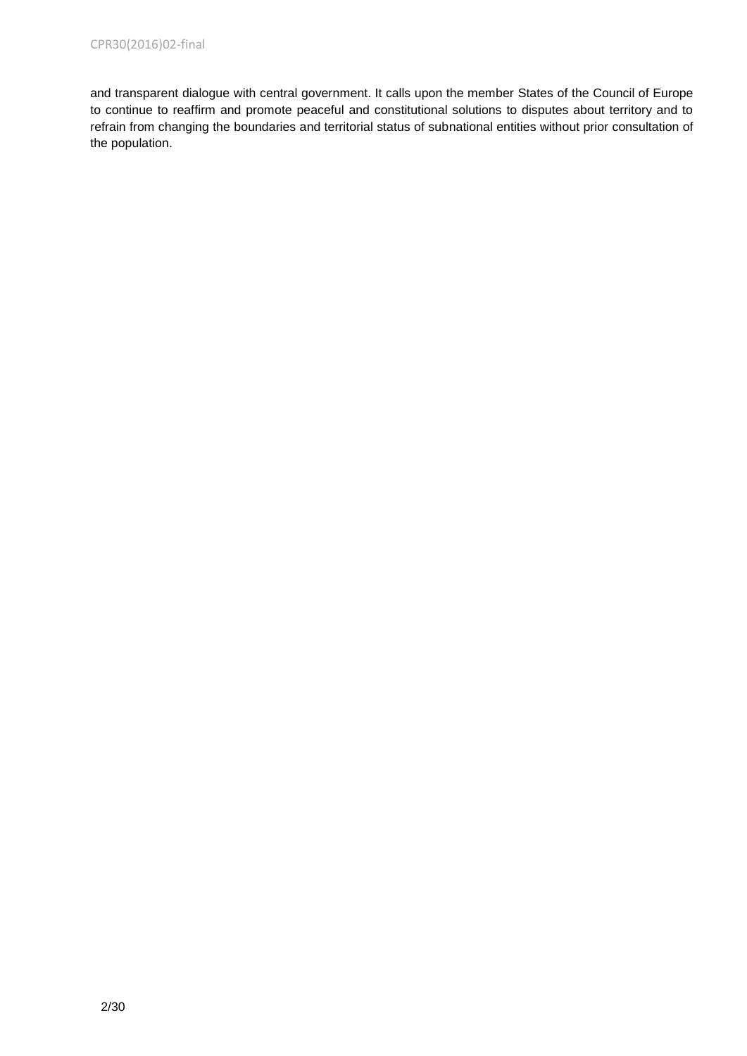and transparent dialogue with central government. It calls upon the member States of the Council of Europe to continue to reaffirm and promote peaceful and constitutional solutions to disputes about territory and to refrain from changing the boundaries and territorial status of subnational entities without prior consultation of the population.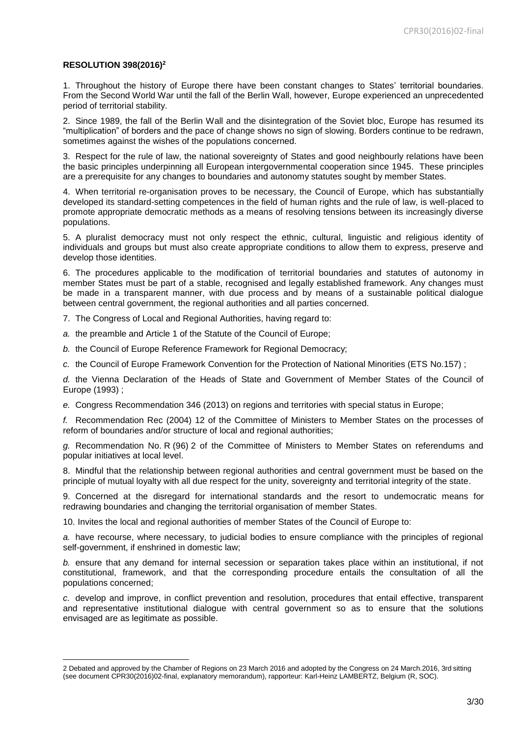**RESOLUTION 398(2016)[2]**

1. Throughout the history of Europe there have been constant changes to States' territorial boundaries. From the Second World War until the fall of the Berlin Wall, however, Europe experienced an unprecedented period of territorial stability.

2. Since 1989, the fall of the Berlin Wall and the disintegration of the Soviet bloc, Europe has resumed its "multiplication" of borders and the pace of change shows no sign of slowing. Borders continue to be redrawn, sometimes against the wishes of the populations concerned.

3. Respect for the rule of law, the national sovereignty of States and good neighbourly relations have been the basic principles underpinning all European intergovernmental cooperation since 1945. These principles are a prerequisite for any changes to boundaries and autonomy statutes sought by member States.

4. When territorial re-organisation proves to be necessary, the Council of Europe, which has substantially developed its standard-setting competences in the field of human rights and the rule of law, is well-placed to promote appropriate democratic methods as a means of resolving tensions between its increasingly diverse populations.

5. A pluralist democracy must not only respect the ethnic, cultural, linguistic and religious identity of individuals and groups but must also create appropriate conditions to allow them to express, preserve and develop those identities.

6. The procedures applicable to the modification of territorial boundaries and statutes of autonomy in member States must be part of a stable, recognised and legally established framework. Any changes must be made in a transparent manner, with due process and by means of a sustainable political dialogue between central government, the regional authorities and all parties concerned.

7. The Congress of Local and Regional Authorities, having regard to:

*a.* the preamble and Article 1 of the Statute of the Council of Europe;

*b.* the Council of Europe Reference Framework for Regional Democracy;

*c.* the Council of Europe Framework Convention for the Protection of National Minorities (ETS No.157) ;

*d.* the Vienna Declaration of the Heads of State and Government of Member States of the Council of Europe (1993) ;

*e.* Congress Recommendation 346 (2013) on regions and territories with special status in Europe;

*f.* Recommendation Rec (2004) 12 of the Committee of Ministers to Member States on the processes of reform of boundaries and/or structure of local and regional authorities;

*g.* Recommendation No. R (96) 2 of the Committee of Ministers to Member States on referendums and popular initiatives at local level.

8. Mindful that the relationship between regional authorities and central government must be based on the principle of mutual loyalty with all due respect for the unity, sovereignty and territorial integrity of the state.

9. Concerned at the disregard for international standards and the resort to undemocratic means for redrawing boundaries and changing the territorial organisation of member States.

10. Invites the local and regional authorities of member States of the Council of Europe to:

*a.* have recourse, where necessary, to judicial bodies to ensure compliance with the principles of regional self-government, if enshrined in domestic law;

*b.* ensure that any demand for internal secession or separation takes place within an institutional, if not constitutional, framework, and that the corresponding procedure entails the consultation of all the populations concerned;

*c.* develop and improve, in conflict prevention and resolution, procedures that entail effective, transparent and representative institutional dialogue with central government so as to ensure that the solutions envisaged are as legitimate as possible.

---

[2] Debated and approved by the Chamber of Regions on 23 March 2016 and adopted by the Congress on 24 March.2016, 3rd sitting (see document CPR30(2016)02-final, explanatory memorandum), rapporteur: Karl-Heinz LAMBERTZ, Belgium (R, SOC).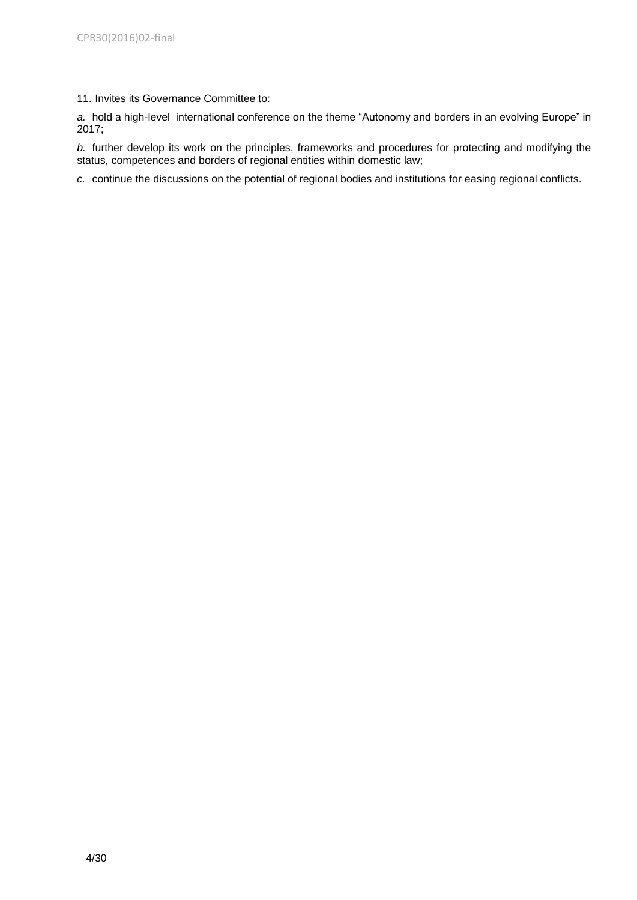11. Invites its Governance Committee to:

*a.* hold a high-level international conference on the theme "Autonomy and borders in an evolving Europe" in 2017;

*b.* further develop its work on the principles, frameworks and procedures for protecting and modifying the status, competences and borders of regional entities within domestic law;

*c.* continue the discussions on the potential of regional bodies and institutions for easing regional conflicts.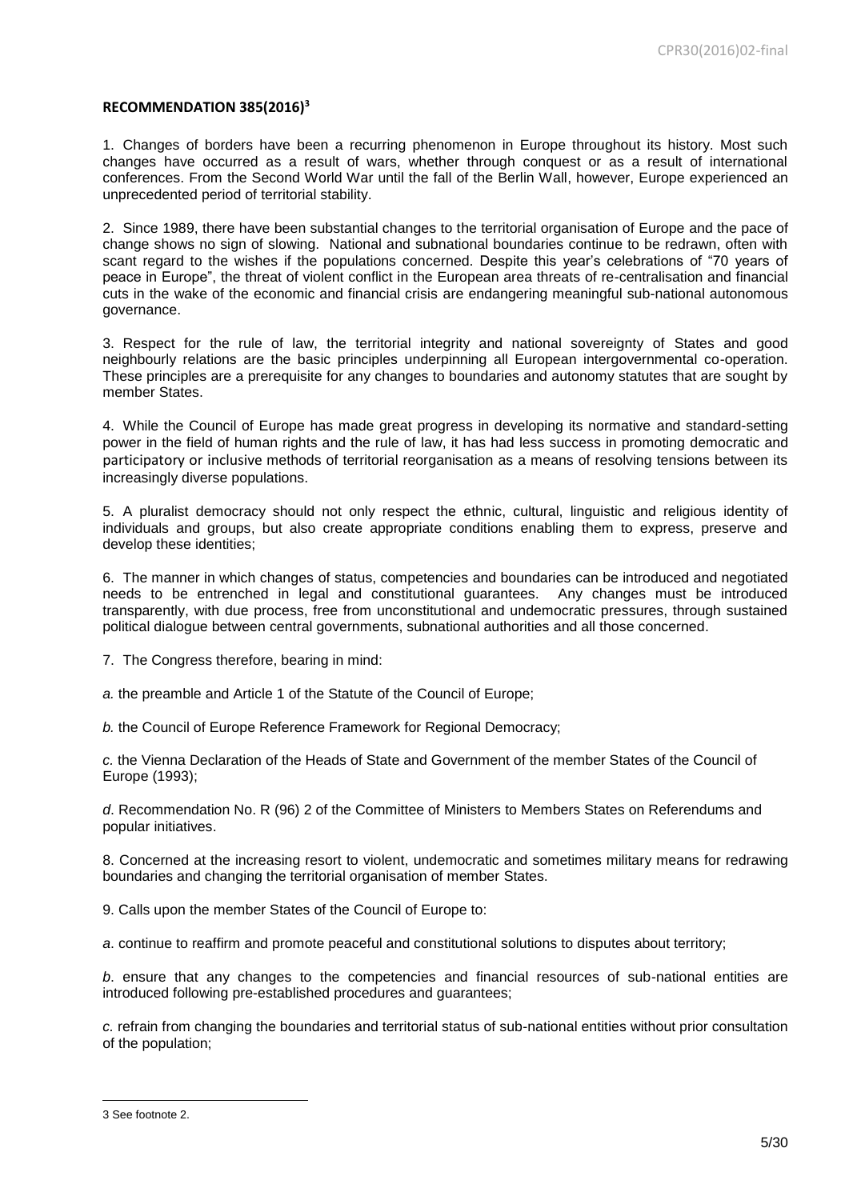**RECOMMENDATION 385(2016)[3]**

1. Changes of borders have been a recurring phenomenon in Europe throughout its history. Most such changes have occurred as a result of wars, whether through conquest or as a result of international conferences. From the Second World War until the fall of the Berlin Wall, however, Europe experienced an unprecedented period of territorial stability.

2. Since 1989, there have been substantial changes to the territorial organisation of Europe and the pace of change shows no sign of slowing. National and subnational boundaries continue to be redrawn, often with scant regard to the wishes if the populations concerned. Despite this year's celebrations of "70 years of peace in Europe", the threat of violent conflict in the European area threats of re-centralisation and financial cuts in the wake of the economic and financial crisis are endangering meaningful sub-national autonomous governance.

3. Respect for the rule of law, the territorial integrity and national sovereignty of States and good neighbourly relations are the basic principles underpinning all European intergovernmental co-operation. These principles are a prerequisite for any changes to boundaries and autonomy statutes that are sought by member States.

4. While the Council of Europe has made great progress in developing its normative and standard-setting power in the field of human rights and the rule of law, it has had less success in promoting democratic and participatory or inclusive methods of territorial reorganisation as a means of resolving tensions between its increasingly diverse populations.

5. A pluralist democracy should not only respect the ethnic, cultural, linguistic and religious identity of individuals and groups, but also create appropriate conditions enabling them to express, preserve and develop these identities;

6. The manner in which changes of status, competencies and boundaries can be introduced and negotiated needs to be entrenched in legal and constitutional guarantees. Any changes must be introduced transparently, with due process, free from unconstitutional and undemocratic pressures, through sustained political dialogue between central governments, subnational authorities and all those concerned.

7. The Congress therefore, bearing in mind:

*a.* the preamble and Article 1 of the Statute of the Council of Europe;

*b.* the Council of Europe Reference Framework for Regional Democracy;

*c.* the Vienna Declaration of the Heads of State and Government of the member States of the Council of Europe (1993);

*d.* Recommendation No. R (96) 2 of the Committee of Ministers to Members States on Referendums and popular initiatives.

8. Concerned at the increasing resort to violent, undemocratic and sometimes military means for redrawing boundaries and changing the territorial organisation of member States.

9. Calls upon the member States of the Council of Europe to:

*a*. continue to reaffirm and promote peaceful and constitutional solutions to disputes about territory;

*b*. ensure that any changes to the competencies and financial resources of sub-national entities are introduced following pre-established procedures and guarantees;

*c.* refrain from changing the boundaries and territorial status of sub-national entities without prior consultation of the population;

---

3 See footnote 2.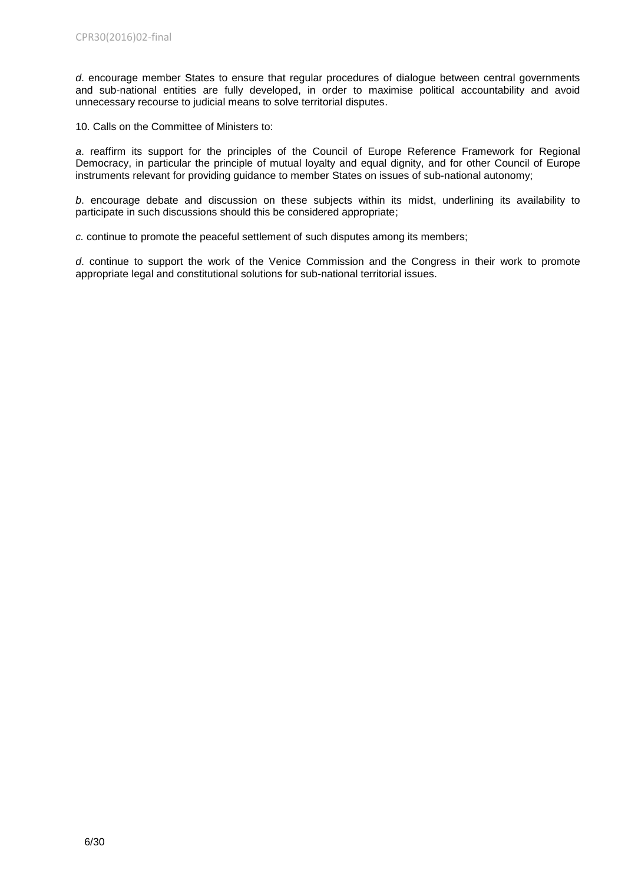*d*. encourage member States to ensure that regular procedures of dialogue between central governments and sub-national entities are fully developed, in order to maximise political accountability and avoid unnecessary recourse to judicial means to solve territorial disputes.

10. Calls on the Committee of Ministers to:

*a*. reaffirm its support for the principles of the Council of Europe Reference Framework for Regional Democracy, in particular the principle of mutual loyalty and equal dignity, and for other Council of Europe instruments relevant for providing guidance to member States on issues of sub-national autonomy;

*b*. encourage debate and discussion on these subjects within its midst, underlining its availability to participate in such discussions should this be considered appropriate;

*c.* continue to promote the peaceful settlement of such disputes among its members;

*d*. continue to support the work of the Venice Commission and the Congress in their work to promote appropriate legal and constitutional solutions for sub-national territorial issues.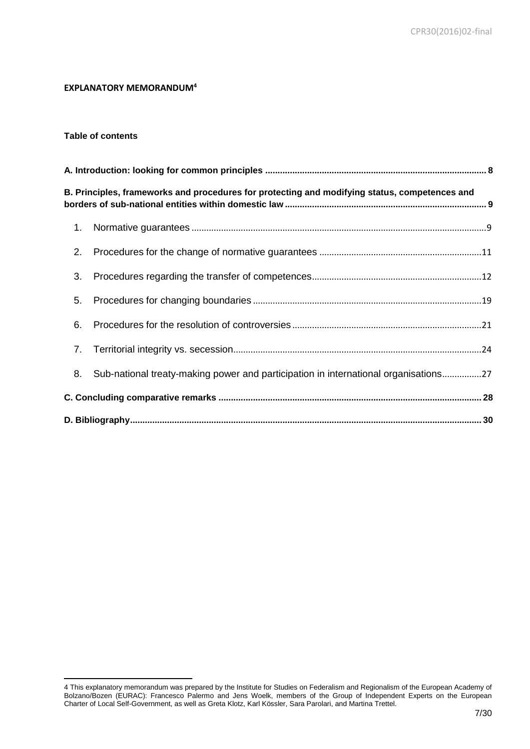**EXPLANATORY MEMORANDUM[4]**

**Table of contents**

| | |
|---|---|
| **A. Introduction: looking for common principles** | **8** |
| **B. Principles, frameworks and procedures for protecting and modifying status, competences and borders of sub-national entities within domestic law** | **9** |
| 1. Normative guarantees | 9 |
| 2. Procedures for the change of normative guarantees | 11 |
| 3. Procedures regarding the transfer of competences | 12 |
| 5. Procedures for changing boundaries | 19 |
| 6. Procedures for the resolution of controversies | 21 |
| 7. Territorial integrity vs. secession | 24 |
| 8. Sub-national treaty-making power and participation in international organisations | 27 |
| **C. Concluding comparative remarks** | **28** |
| **D. Bibliography** | **30** |

---

4 This explanatory memorandum was prepared by the Institute for Studies on Federalism and Regionalism of the European Academy of Bolzano/Bozen (EURAC): Francesco Palermo and Jens Woelk, members of the Group of Independent Experts on the European Charter of Local Self-Government, as well as Greta Klotz, Karl Kössler, Sara Parolari, and Martina Trettel.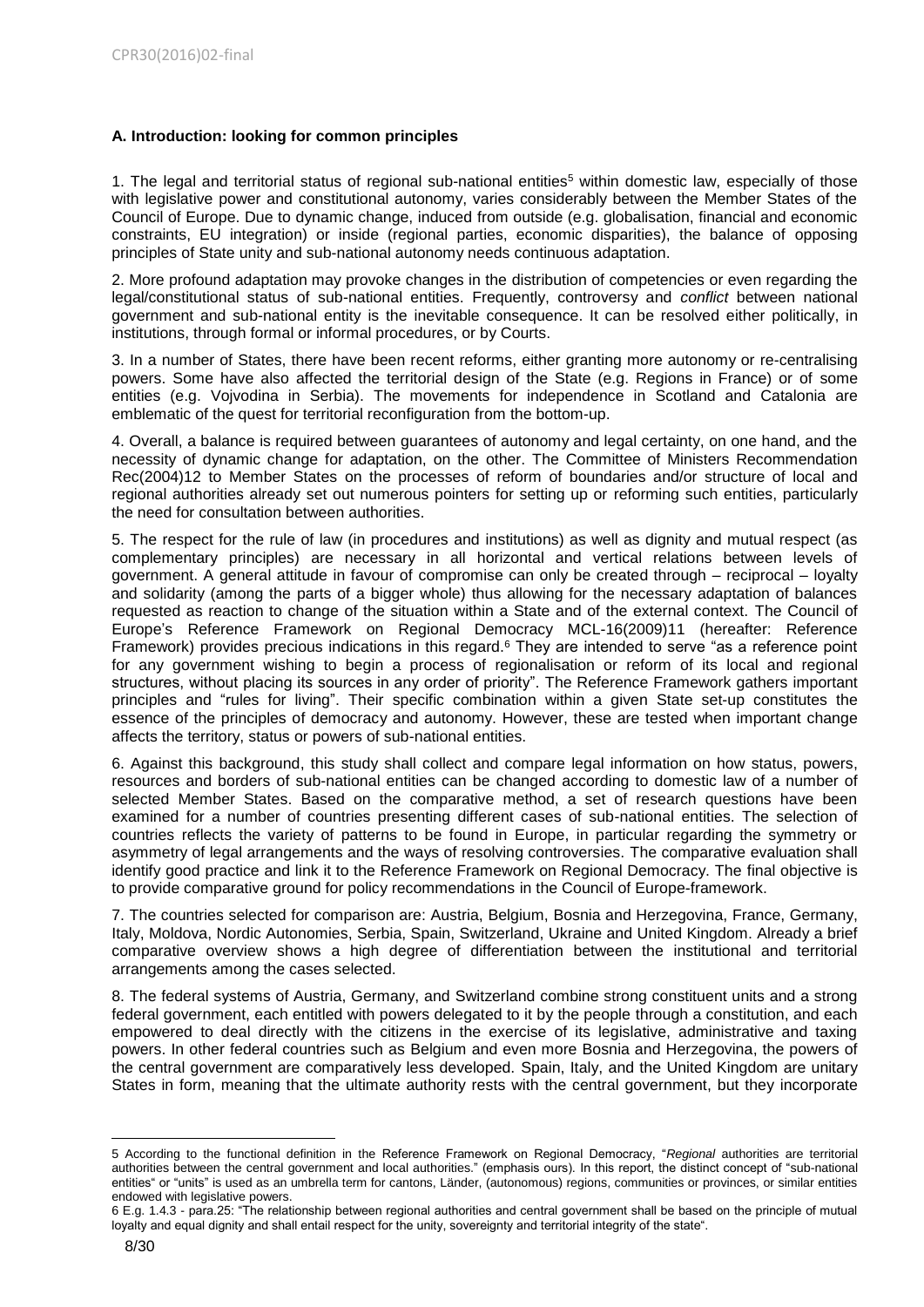### A. Introduction: looking for common principles

1. The legal and territorial status of regional sub-national entities[5] within domestic law, especially of those with legislative power and constitutional autonomy, varies considerably between the Member States of the Council of Europe. Due to dynamic change, induced from outside (e.g. globalisation, financial and economic constraints, EU integration) or inside (regional parties, economic disparities), the balance of opposing principles of State unity and sub-national autonomy needs continuous adaptation.

2. More profound adaptation may provoke changes in the distribution of competencies or even regarding the legal/constitutional status of sub-national entities. Frequently, controversy and *conflict* between national government and sub-national entity is the inevitable consequence. It can be resolved either politically, in institutions, through formal or informal procedures, or by Courts.

3. In a number of States, there have been recent reforms, either granting more autonomy or re-centralising powers. Some have also affected the territorial design of the State (e.g. Regions in France) or of some entities (e.g. Vojvodina in Serbia). The movements for independence in Scotland and Catalonia are emblematic of the quest for territorial reconfiguration from the bottom-up.

4. Overall, a balance is required between guarantees of autonomy and legal certainty, on one hand, and the necessity of dynamic change for adaptation, on the other. The Committee of Ministers Recommendation Rec(2004)12 to Member States on the processes of reform of boundaries and/or structure of local and regional authorities already set out numerous pointers for setting up or reforming such entities, particularly the need for consultation between authorities.

5. The respect for the rule of law (in procedures and institutions) as well as dignity and mutual respect (as complementary principles) are necessary in all horizontal and vertical relations between levels of government. A general attitude in favour of compromise can only be created through – reciprocal – loyalty and solidarity (among the parts of a bigger whole) thus allowing for the necessary adaptation of balances requested as reaction to change of the situation within a State and of the external context. The Council of Europe's Reference Framework on Regional Democracy MCL-16(2009)11 (hereafter: Reference Framework) provides precious indications in this regard.[6] They are intended to serve "as a reference point for any government wishing to begin a process of regionalisation or reform of its local and regional structures, without placing its sources in any order of priority". The Reference Framework gathers important principles and "rules for living". Their specific combination within a given State set-up constitutes the essence of the principles of democracy and autonomy. However, these are tested when important change affects the territory, status or powers of sub-national entities.

6. Against this background, this study shall collect and compare legal information on how status, powers, resources and borders of sub-national entities can be changed according to domestic law of a number of selected Member States. Based on the comparative method, a set of research questions have been examined for a number of countries presenting different cases of sub-national entities. The selection of countries reflects the variety of patterns to be found in Europe, in particular regarding the symmetry or asymmetry of legal arrangements and the ways of resolving controversies. The comparative evaluation shall identify good practice and link it to the Reference Framework on Regional Democracy. The final objective is to provide comparative ground for policy recommendations in the Council of Europe-framework.

7. The countries selected for comparison are: Austria, Belgium, Bosnia and Herzegovina, France, Germany, Italy, Moldova, Nordic Autonomies, Serbia, Spain, Switzerland, Ukraine and United Kingdom. Already a brief comparative overview shows a high degree of differentiation between the institutional and territorial arrangements among the cases selected.

8. The federal systems of Austria, Germany, and Switzerland combine strong constituent units and a strong federal government, each entitled with powers delegated to it by the people through a constitution, and each empowered to deal directly with the citizens in the exercise of its legislative, administrative and taxing powers. In other federal countries such as Belgium and even more Bosnia and Herzegovina, the powers of the central government are comparatively less developed. Spain, Italy, and the United Kingdom are unitary States in form, meaning that the ultimate authority rests with the central government, but they incorporate

---

5 According to the functional definition in the Reference Framework on Regional Democracy, "*Regional* authorities are territorial authorities between the central government and local authorities." (emphasis ours). In this report, the distinct concept of "sub-national entities" or "units" is used as an umbrella term for cantons, Länder, (autonomous) regions, communities or provinces, or similar entities endowed with legislative powers.

6 E.g. 1.4.3 - para.25: "The relationship between regional authorities and central government shall be based on the principle of mutual loyalty and equal dignity and shall entail respect for the unity, sovereignty and territorial integrity of the state".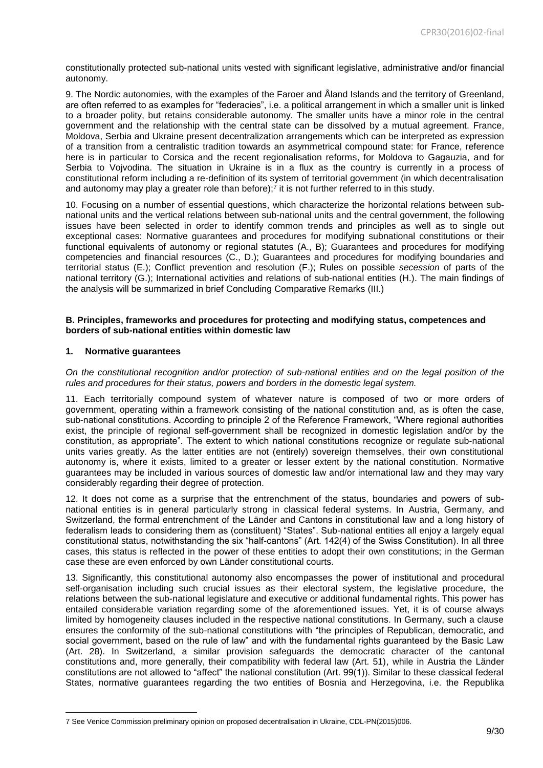constitutionally protected sub-national units vested with significant legislative, administrative and/or financial autonomy.

9. The Nordic autonomies, with the examples of the Faroer and Åland Islands and the territory of Greenland, are often referred to as examples for "federacies", i.e. a political arrangement in which a smaller unit is linked to a broader polity, but retains considerable autonomy. The smaller units have a minor role in the central government and the relationship with the central state can be dissolved by a mutual agreement. France, Moldova, Serbia and Ukraine present decentralization arrangements which can be interpreted as expression of a transition from a centralistic tradition towards an asymmetrical compound state: for France, reference here is in particular to Corsica and the recent regionalisation reforms, for Moldova to Gagauzia, and for Serbia to Vojvodina. The situation in Ukraine is in a flux as the country is currently in a process of constitutional reform including a re-definition of its system of territorial government (in which decentralisation and autonomy may play a greater role than before);[7] it is not further referred to in this study.

10. Focusing on a number of essential questions, which characterize the horizontal relations between sub-national units and the vertical relations between sub-national units and the central government, the following issues have been selected in order to identify common trends and principles as well as to single out exceptional cases: Normative guarantees and procedures for modifying subnational constitutions or their functional equivalents of autonomy or regional statutes (A., B); Guarantees and procedures for modifying competencies and financial resources (C., D.); Guarantees and procedures for modifying boundaries and territorial status (E.); Conflict prevention and resolution (F.); Rules on possible *secession* of parts of the national territory (G.); International activities and relations of sub-national entities (H.). The main findings of the analysis will be summarized in brief Concluding Comparative Remarks (III.)

**B. Principles, frameworks and procedures for protecting and modifying status, competences and borders of sub-national entities within domestic law**

**1. Normative guarantees**

*On the constitutional recognition and/or protection of sub-national entities and on the legal position of the rules and procedures for their status, powers and borders in the domestic legal system.*

11. Each territorially compound system of whatever nature is composed of two or more orders of government, operating within a framework consisting of the national constitution and, as is often the case, sub-national constitutions. According to principle 2 of the Reference Framework, "Where regional authorities exist, the principle of regional self-government shall be recognized in domestic legislation and/or by the constitution, as appropriate". The extent to which national constitutions recognize or regulate sub-national units varies greatly. As the latter entities are not (entirely) sovereign themselves, their own constitutional autonomy is, where it exists, limited to a greater or lesser extent by the national constitution. Normative guarantees may be included in various sources of domestic law and/or international law and they may vary considerably regarding their degree of protection.

12. It does not come as a surprise that the entrenchment of the status, boundaries and powers of sub-national entities is in general particularly strong in classical federal systems. In Austria, Germany, and Switzerland, the formal entrenchment of the Länder and Cantons in constitutional law and a long history of federalism leads to considering them as (constituent) "States". Sub-national entities all enjoy a largely equal constitutional status, notwithstanding the six "half-cantons" (Art. 142(4) of the Swiss Constitution). In all three cases, this status is reflected in the power of these entities to adopt their own constitutions; in the German case these are even enforced by own Länder constitutional courts.

13. Significantly, this constitutional autonomy also encompasses the power of institutional and procedural self-organisation including such crucial issues as their electoral system, the legislative procedure, the relations between the sub-national legislature and executive or additional fundamental rights. This power has entailed considerable variation regarding some of the aforementioned issues. Yet, it is of course always limited by homogeneity clauses included in the respective national constitutions. In Germany, such a clause ensures the conformity of the sub-national constitutions with "the principles of Republican, democratic, and social government, based on the rule of law" and with the fundamental rights guaranteed by the Basic Law (Art. 28). In Switzerland, a similar provision safeguards the democratic character of the cantonal constitutions and, more generally, their compatibility with federal law (Art. 51), while in Austria the Länder constitutions are not allowed to "affect" the national constitution (Art. 99(1)). Similar to these classical federal States, normative guarantees regarding the two entities of Bosnia and Herzegovina, i.e. the Republika

[7] See Venice Commission preliminary opinion on proposed decentralisation in Ukraine, CDL-PN(2015)006.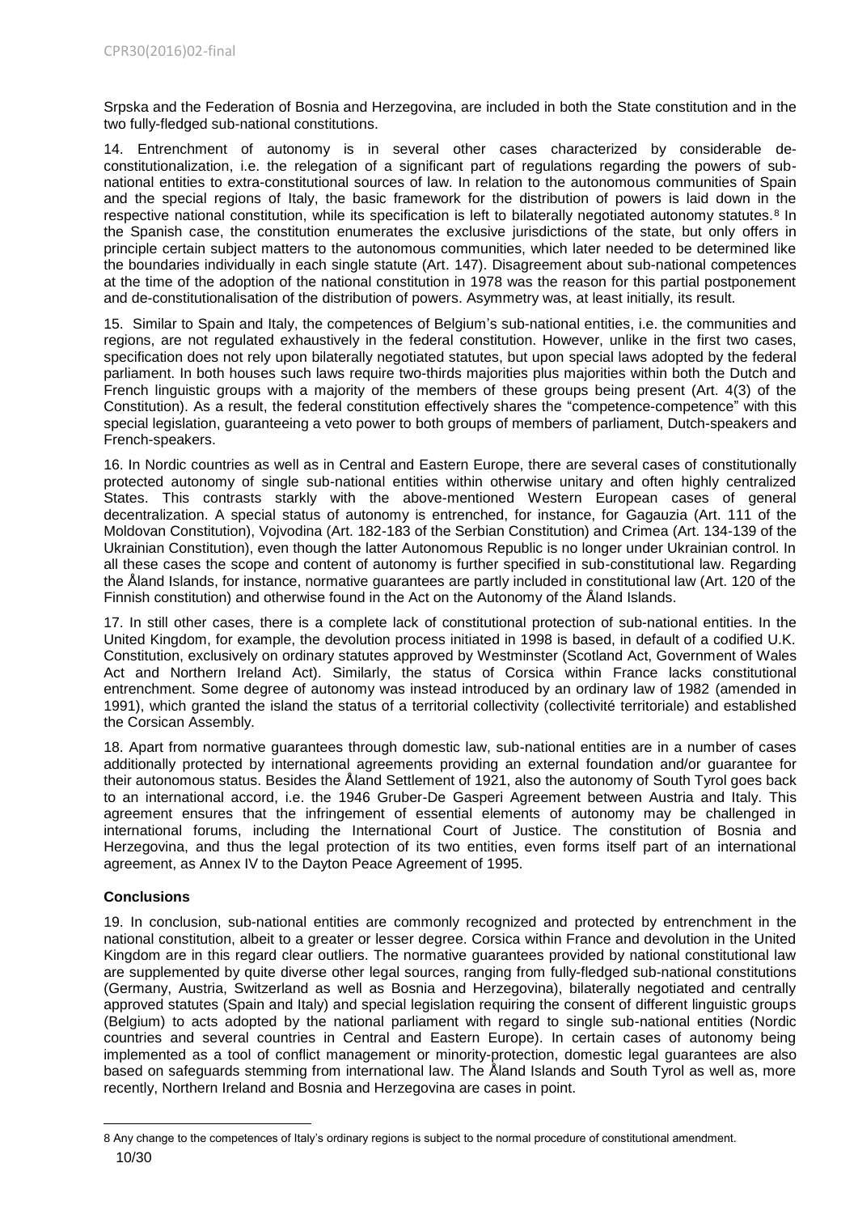Srpska and the Federation of Bosnia and Herzegovina, are included in both the State constitution and in the two fully-fledged sub-national constitutions.

14. Entrenchment of autonomy is in several other cases characterized by considerable de-constitutionalization, i.e. the relegation of a significant part of regulations regarding the powers of sub-national entities to extra-constitutional sources of law. In relation to the autonomous communities of Spain and the special regions of Italy, the basic framework for the distribution of powers is laid down in the respective national constitution, while its specification is left to bilaterally negotiated autonomy statutes.[8] In the Spanish case, the constitution enumerates the exclusive jurisdictions of the state, but only offers in principle certain subject matters to the autonomous communities, which later needed to be determined like the boundaries individually in each single statute (Art. 147). Disagreement about sub-national competences at the time of the adoption of the national constitution in 1978 was the reason for this partial postponement and de-constitutionalisation of the distribution of powers. Asymmetry was, at least initially, its result.

15. Similar to Spain and Italy, the competences of Belgium's sub-national entities, i.e. the communities and regions, are not regulated exhaustively in the federal constitution. However, unlike in the first two cases, specification does not rely upon bilaterally negotiated statutes, but upon special laws adopted by the federal parliament. In both houses such laws require two-thirds majorities plus majorities within both the Dutch and French linguistic groups with a majority of the members of these groups being present (Art. 4(3) of the Constitution). As a result, the federal constitution effectively shares the "competence-competence" with this special legislation, guaranteeing a veto power to both groups of members of parliament, Dutch-speakers and French-speakers.

16. In Nordic countries as well as in Central and Eastern Europe, there are several cases of constitutionally protected autonomy of single sub-national entities within otherwise unitary and often highly centralized States. This contrasts starkly with the above-mentioned Western European cases of general decentralization. A special status of autonomy is entrenched, for instance, for Gagauzia (Art. 111 of the Moldovan Constitution), Vojvodina (Art. 182-183 of the Serbian Constitution) and Crimea (Art. 134-139 of the Ukrainian Constitution), even though the latter Autonomous Republic is no longer under Ukrainian control. In all these cases the scope and content of autonomy is further specified in sub-constitutional law. Regarding the Åland Islands, for instance, normative guarantees are partly included in constitutional law (Art. 120 of the Finnish constitution) and otherwise found in the Act on the Autonomy of the Åland Islands.

17. In still other cases, there is a complete lack of constitutional protection of sub-national entities. In the United Kingdom, for example, the devolution process initiated in 1998 is based, in default of a codified U.K. Constitution, exclusively on ordinary statutes approved by Westminster (Scotland Act, Government of Wales Act and Northern Ireland Act). Similarly, the status of Corsica within France lacks constitutional entrenchment. Some degree of autonomy was instead introduced by an ordinary law of 1982 (amended in 1991), which granted the island the status of a territorial collectivity (collectivité territoriale) and established the Corsican Assembly.

18. Apart from normative guarantees through domestic law, sub-national entities are in a number of cases additionally protected by international agreements providing an external foundation and/or guarantee for their autonomous status. Besides the Åland Settlement of 1921, also the autonomy of South Tyrol goes back to an international accord, i.e. the 1946 Gruber-De Gasperi Agreement between Austria and Italy. This agreement ensures that the infringement of essential elements of autonomy may be challenged in international forums, including the International Court of Justice. The constitution of Bosnia and Herzegovina, and thus the legal protection of its two entities, even forms itself part of an international agreement, as Annex IV to the Dayton Peace Agreement of 1995.

## Conclusions

19. In conclusion, sub-national entities are commonly recognized and protected by entrenchment in the national constitution, albeit to a greater or lesser degree. Corsica within France and devolution in the United Kingdom are in this regard clear outliers. The normative guarantees provided by national constitutional law are supplemented by quite diverse other legal sources, ranging from fully-fledged sub-national constitutions (Germany, Austria, Switzerland as well as Bosnia and Herzegovina), bilaterally negotiated and centrally approved statutes (Spain and Italy) and special legislation requiring the consent of different linguistic groups (Belgium) to acts adopted by the national parliament with regard to single sub-national entities (Nordic countries and several countries in Central and Eastern Europe). In certain cases of autonomy being implemented as a tool of conflict management or minority-protection, domestic legal guarantees are also based on safeguards stemming from international law. The Åland Islands and South Tyrol as well as, more recently, Northern Ireland and Bosnia and Herzegovina are cases in point.

---

8 Any change to the competences of Italy's ordinary regions is subject to the normal procedure of constitutional amendment.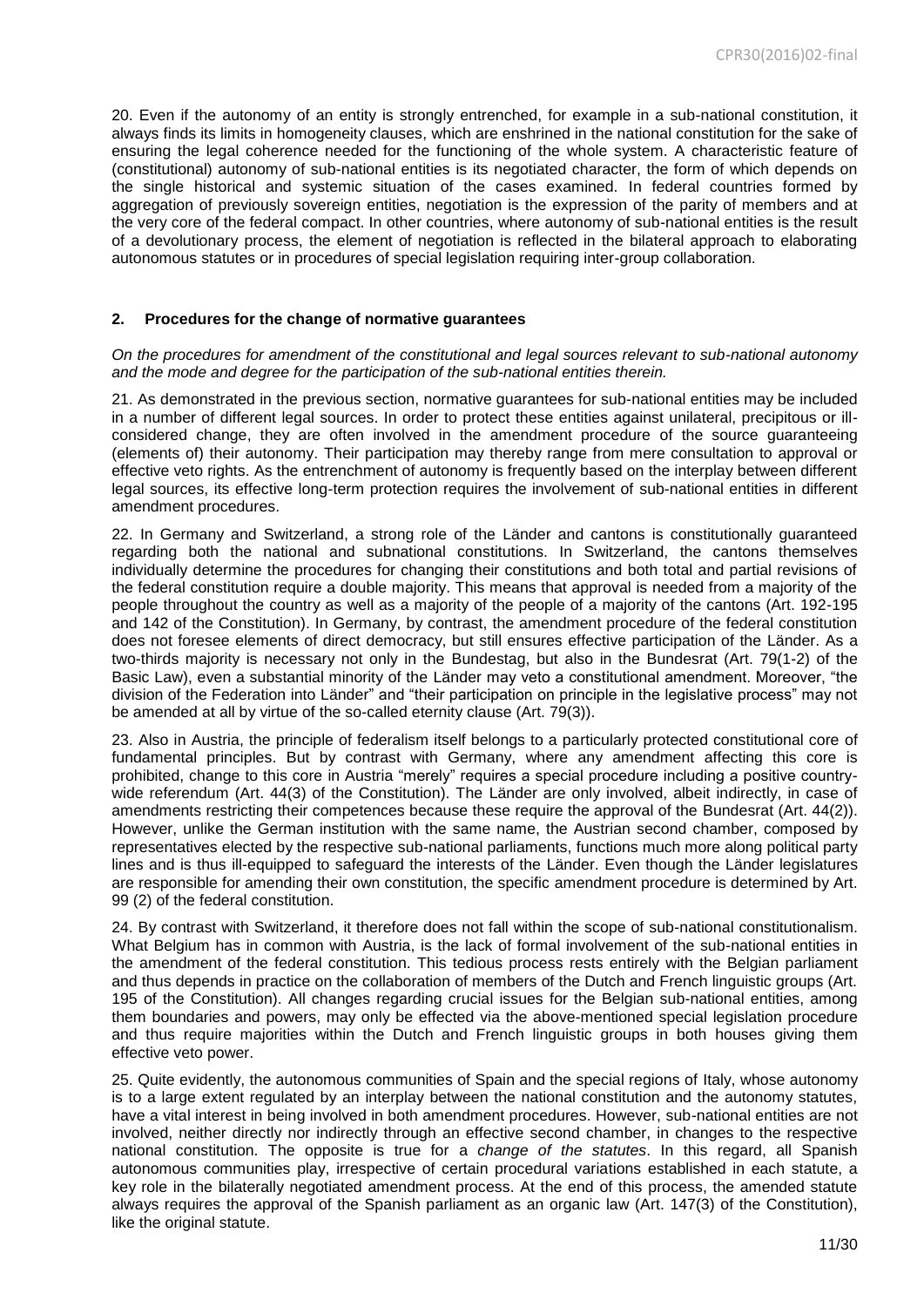20. Even if the autonomy of an entity is strongly entrenched, for example in a sub-national constitution, it always finds its limits in homogeneity clauses, which are enshrined in the national constitution for the sake of ensuring the legal coherence needed for the functioning of the whole system. A characteristic feature of (constitutional) autonomy of sub-national entities is its negotiated character, the form of which depends on the single historical and systemic situation of the cases examined. In federal countries formed by aggregation of previously sovereign entities, negotiation is the expression of the parity of members and at the very core of the federal compact. In other countries, where autonomy of sub-national entities is the result of a devolutionary process, the element of negotiation is reflected in the bilateral approach to elaborating autonomous statutes or in procedures of special legislation requiring inter-group collaboration.

## 2. Procedures for the change of normative guarantees

*On the procedures for amendment of the constitutional and legal sources relevant to sub-national autonomy and the mode and degree for the participation of the sub-national entities therein.*

21. As demonstrated in the previous section, normative guarantees for sub-national entities may be included in a number of different legal sources. In order to protect these entities against unilateral, precipitous or ill-considered change, they are often involved in the amendment procedure of the source guaranteeing (elements of) their autonomy. Their participation may thereby range from mere consultation to approval or effective veto rights. As the entrenchment of autonomy is frequently based on the interplay between different legal sources, its effective long-term protection requires the involvement of sub-national entities in different amendment procedures.

22. In Germany and Switzerland, a strong role of the Länder and cantons is constitutionally guaranteed regarding both the national and subnational constitutions. In Switzerland, the cantons themselves individually determine the procedures for changing their constitutions and both total and partial revisions of the federal constitution require a double majority. This means that approval is needed from a majority of the people throughout the country as well as a majority of the people of a majority of the cantons (Art. 192-195 and 142 of the Constitution). In Germany, by contrast, the amendment procedure of the federal constitution does not foresee elements of direct democracy, but still ensures effective participation of the Länder. As a two-thirds majority is necessary not only in the Bundestag, but also in the Bundesrat (Art. 79(1-2) of the Basic Law), even a substantial minority of the Länder may veto a constitutional amendment. Moreover, "the division of the Federation into Länder" and "their participation on principle in the legislative process" may not be amended at all by virtue of the so-called eternity clause (Art. 79(3)).

23. Also in Austria, the principle of federalism itself belongs to a particularly protected constitutional core of fundamental principles. But by contrast with Germany, where any amendment affecting this core is prohibited, change to this core in Austria "merely" requires a special procedure including a positive country-wide referendum (Art. 44(3) of the Constitution). The Länder are only involved, albeit indirectly, in case of amendments restricting their competences because these require the approval of the Bundesrat (Art. 44(2)). However, unlike the German institution with the same name, the Austrian second chamber, composed by representatives elected by the respective sub-national parliaments, functions much more along political party lines and is thus ill-equipped to safeguard the interests of the Länder. Even though the Länder legislatures are responsible for amending their own constitution, the specific amendment procedure is determined by Art. 99 (2) of the federal constitution.

24. By contrast with Switzerland, it therefore does not fall within the scope of sub-national constitutionalism. What Belgium has in common with Austria, is the lack of formal involvement of the sub-national entities in the amendment of the federal constitution. This tedious process rests entirely with the Belgian parliament and thus depends in practice on the collaboration of members of the Dutch and French linguistic groups (Art. 195 of the Constitution). All changes regarding crucial issues for the Belgian sub-national entities, among them boundaries and powers, may only be effected via the above-mentioned special legislation procedure and thus require majorities within the Dutch and French linguistic groups in both houses giving them effective veto power.

25. Quite evidently, the autonomous communities of Spain and the special regions of Italy, whose autonomy is to a large extent regulated by an interplay between the national constitution and the autonomy statutes, have a vital interest in being involved in both amendment procedures. However, sub-national entities are not involved, neither directly nor indirectly through an effective second chamber, in changes to the respective national constitution. The opposite is true for a *change of the statutes*. In this regard, all Spanish autonomous communities play, irrespective of certain procedural variations established in each statute, a key role in the bilaterally negotiated amendment process. At the end of this process, the amended statute always requires the approval of the Spanish parliament as an organic law (Art. 147(3) of the Constitution), like the original statute.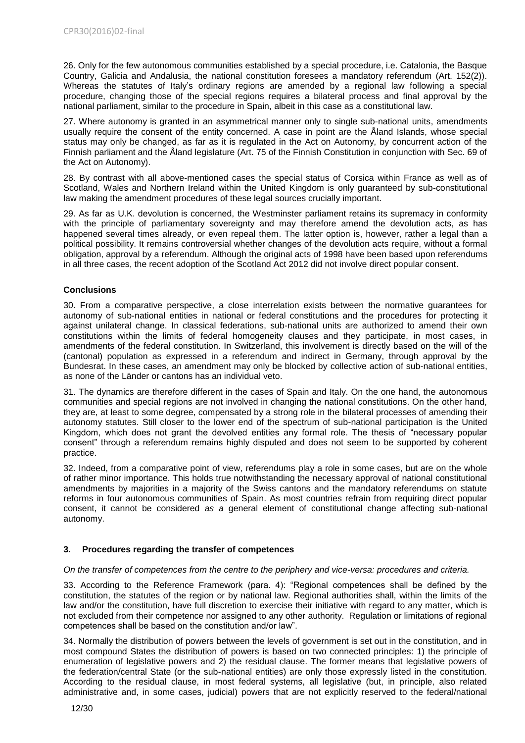26. Only for the few autonomous communities established by a special procedure, i.e. Catalonia, the Basque Country, Galicia and Andalusia, the national constitution foresees a mandatory referendum (Art. 152(2)). Whereas the statutes of Italy's ordinary regions are amended by a regional law following a special procedure, changing those of the special regions requires a bilateral process and final approval by the national parliament, similar to the procedure in Spain, albeit in this case as a constitutional law.

27. Where autonomy is granted in an asymmetrical manner only to single sub-national units, amendments usually require the consent of the entity concerned. A case in point are the Åland Islands, whose special status may only be changed, as far as it is regulated in the Act on Autonomy, by concurrent action of the Finnish parliament and the Åland legislature (Art. 75 of the Finnish Constitution in conjunction with Sec. 69 of the Act on Autonomy).

28. By contrast with all above-mentioned cases the special status of Corsica within France as well as of Scotland, Wales and Northern Ireland within the United Kingdom is only guaranteed by sub-constitutional law making the amendment procedures of these legal sources crucially important.

29. As far as U.K. devolution is concerned, the Westminster parliament retains its supremacy in conformity with the principle of parliamentary sovereignty and may therefore amend the devolution acts, as has happened several times already, or even repeal them. The latter option is, however, rather a legal than a political possibility. It remains controversial whether changes of the devolution acts require, without a formal obligation, approval by a referendum. Although the original acts of 1998 have been based upon referendums in all three cases, the recent adoption of the Scotland Act 2012 did not involve direct popular consent.

**Conclusions**

30. From a comparative perspective, a close interrelation exists between the normative guarantees for autonomy of sub-national entities in national or federal constitutions and the procedures for protecting it against unilateral change. In classical federations, sub-national units are authorized to amend their own constitutions within the limits of federal homogeneity clauses and they participate, in most cases, in amendments of the federal constitution. In Switzerland, this involvement is directly based on the will of the (cantonal) population as expressed in a referendum and indirect in Germany, through approval by the Bundesrat. In these cases, an amendment may only be blocked by collective action of sub-national entities, as none of the Länder or cantons has an individual veto.

31. The dynamics are therefore different in the cases of Spain and Italy. On the one hand, the autonomous communities and special regions are not involved in changing the national constitutions. On the other hand, they are, at least to some degree, compensated by a strong role in the bilateral processes of amending their autonomy statutes. Still closer to the lower end of the spectrum of sub-national participation is the United Kingdom, which does not grant the devolved entities any formal role. The thesis of "necessary popular consent" through a referendum remains highly disputed and does not seem to be supported by coherent practice.

32. Indeed, from a comparative point of view, referendums play a role in some cases, but are on the whole of rather minor importance. This holds true notwithstanding the necessary approval of national constitutional amendments by majorities in a majority of the Swiss cantons and the mandatory referendums on statute reforms in four autonomous communities of Spain. As most countries refrain from requiring direct popular consent, it cannot be considered *as a* general element of constitutional change affecting sub-national autonomy.

### 3. Procedures regarding the transfer of competences

*On the transfer of competences from the centre to the periphery and vice-versa: procedures and criteria.*

33. According to the Reference Framework (para. 4): "Regional competences shall be defined by the constitution, the statutes of the region or by national law. Regional authorities shall, within the limits of the law and/or the constitution, have full discretion to exercise their initiative with regard to any matter, which is not excluded from their competence nor assigned to any other authority. Regulation or limitations of regional competences shall be based on the constitution and/or law".

34. Normally the distribution of powers between the levels of government is set out in the constitution, and in most compound States the distribution of powers is based on two connected principles: 1) the principle of enumeration of legislative powers and 2) the residual clause. The former means that legislative powers of the federation/central State (or the sub-national entities) are only those expressly listed in the constitution. According to the residual clause, in most federal systems, all legislative (but, in principle, also related administrative and, in some cases, judicial) powers that are not explicitly reserved to the federal/national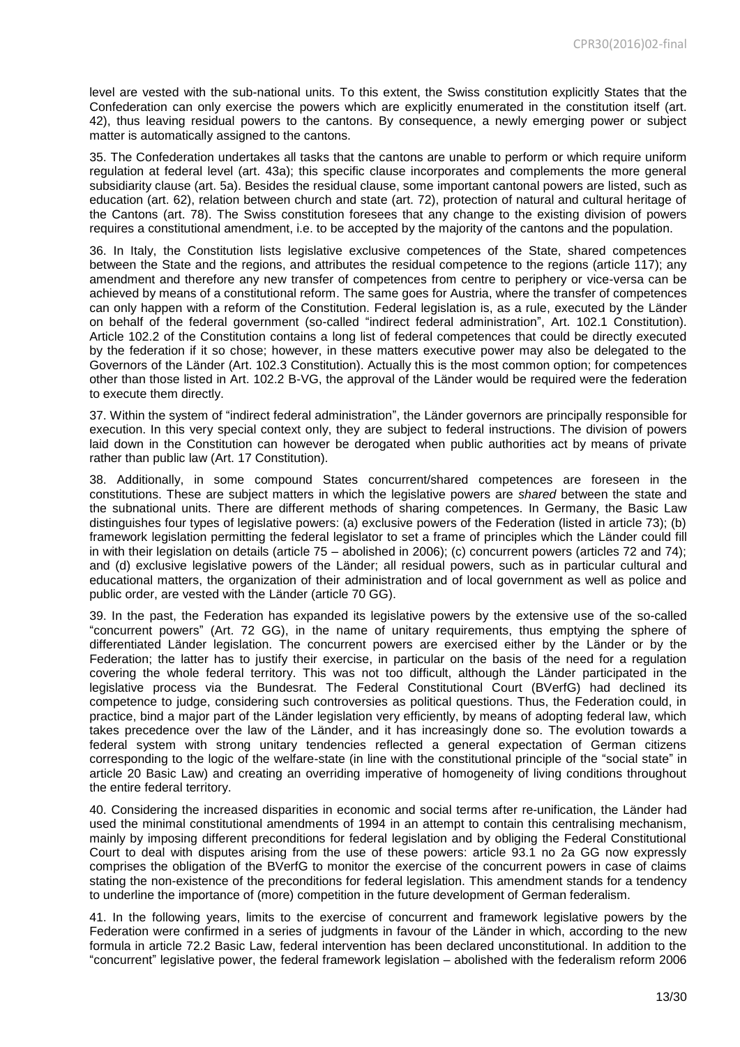level are vested with the sub-national units. To this extent, the Swiss constitution explicitly States that the Confederation can only exercise the powers which are explicitly enumerated in the constitution itself (art. 42), thus leaving residual powers to the cantons. By consequence, a newly emerging power or subject matter is automatically assigned to the cantons.

35. The Confederation undertakes all tasks that the cantons are unable to perform or which require uniform regulation at federal level (art. 43a); this specific clause incorporates and complements the more general subsidiarity clause (art. 5a). Besides the residual clause, some important cantonal powers are listed, such as education (art. 62), relation between church and state (art. 72), protection of natural and cultural heritage of the Cantons (art. 78). The Swiss constitution foresees that any change to the existing division of powers requires a constitutional amendment, i.e. to be accepted by the majority of the cantons and the population.

36. In Italy, the Constitution lists legislative exclusive competences of the State, shared competences between the State and the regions, and attributes the residual competence to the regions (article 117); any amendment and therefore any new transfer of competences from centre to periphery or vice-versa can be achieved by means of a constitutional reform. The same goes for Austria, where the transfer of competences can only happen with a reform of the Constitution. Federal legislation is, as a rule, executed by the Länder on behalf of the federal government (so-called "indirect federal administration", Art. 102.1 Constitution). Article 102.2 of the Constitution contains a long list of federal competences that could be directly executed by the federation if it so chose; however, in these matters executive power may also be delegated to the Governors of the Länder (Art. 102.3 Constitution). Actually this is the most common option; for competences other than those listed in Art. 102.2 B-VG, the approval of the Länder would be required were the federation to execute them directly.

37. Within the system of "indirect federal administration", the Länder governors are principally responsible for execution. In this very special context only, they are subject to federal instructions. The division of powers laid down in the Constitution can however be derogated when public authorities act by means of private rather than public law (Art. 17 Constitution).

38. Additionally, in some compound States concurrent/shared competences are foreseen in the constitutions. These are subject matters in which the legislative powers are *shared* between the state and the subnational units. There are different methods of sharing competences. In Germany, the Basic Law distinguishes four types of legislative powers: (a) exclusive powers of the Federation (listed in article 73); (b) framework legislation permitting the federal legislator to set a frame of principles which the Länder could fill in with their legislation on details (article 75 – abolished in 2006); (c) concurrent powers (articles 72 and 74); and (d) exclusive legislative powers of the Länder; all residual powers, such as in particular cultural and educational matters, the organization of their administration and of local government as well as police and public order, are vested with the Länder (article 70 GG).

39. In the past, the Federation has expanded its legislative powers by the extensive use of the so-called "concurrent powers" (Art. 72 GG), in the name of unitary requirements, thus emptying the sphere of differentiated Länder legislation. The concurrent powers are exercised either by the Länder or by the Federation; the latter has to justify their exercise, in particular on the basis of the need for a regulation covering the whole federal territory. This was not too difficult, although the Länder participated in the legislative process via the Bundesrat. The Federal Constitutional Court (BVerfG) had declined its competence to judge, considering such controversies as political questions. Thus, the Federation could, in practice, bind a major part of the Länder legislation very efficiently, by means of adopting federal law, which takes precedence over the law of the Länder, and it has increasingly done so. The evolution towards a federal system with strong unitary tendencies reflected a general expectation of German citizens corresponding to the logic of the welfare-state (in line with the constitutional principle of the "social state" in article 20 Basic Law) and creating an overriding imperative of homogeneity of living conditions throughout the entire federal territory.

40. Considering the increased disparities in economic and social terms after re-unification, the Länder had used the minimal constitutional amendments of 1994 in an attempt to contain this centralising mechanism, mainly by imposing different preconditions for federal legislation and by obliging the Federal Constitutional Court to deal with disputes arising from the use of these powers: article 93.1 no 2a GG now expressly comprises the obligation of the BVerfG to monitor the exercise of the concurrent powers in case of claims stating the non-existence of the preconditions for federal legislation. This amendment stands for a tendency to underline the importance of (more) competition in the future development of German federalism.

41. In the following years, limits to the exercise of concurrent and framework legislative powers by the Federation were confirmed in a series of judgments in favour of the Länder in which, according to the new formula in article 72.2 Basic Law, federal intervention has been declared unconstitutional. In addition to the "concurrent" legislative power, the federal framework legislation – abolished with the federalism reform 2006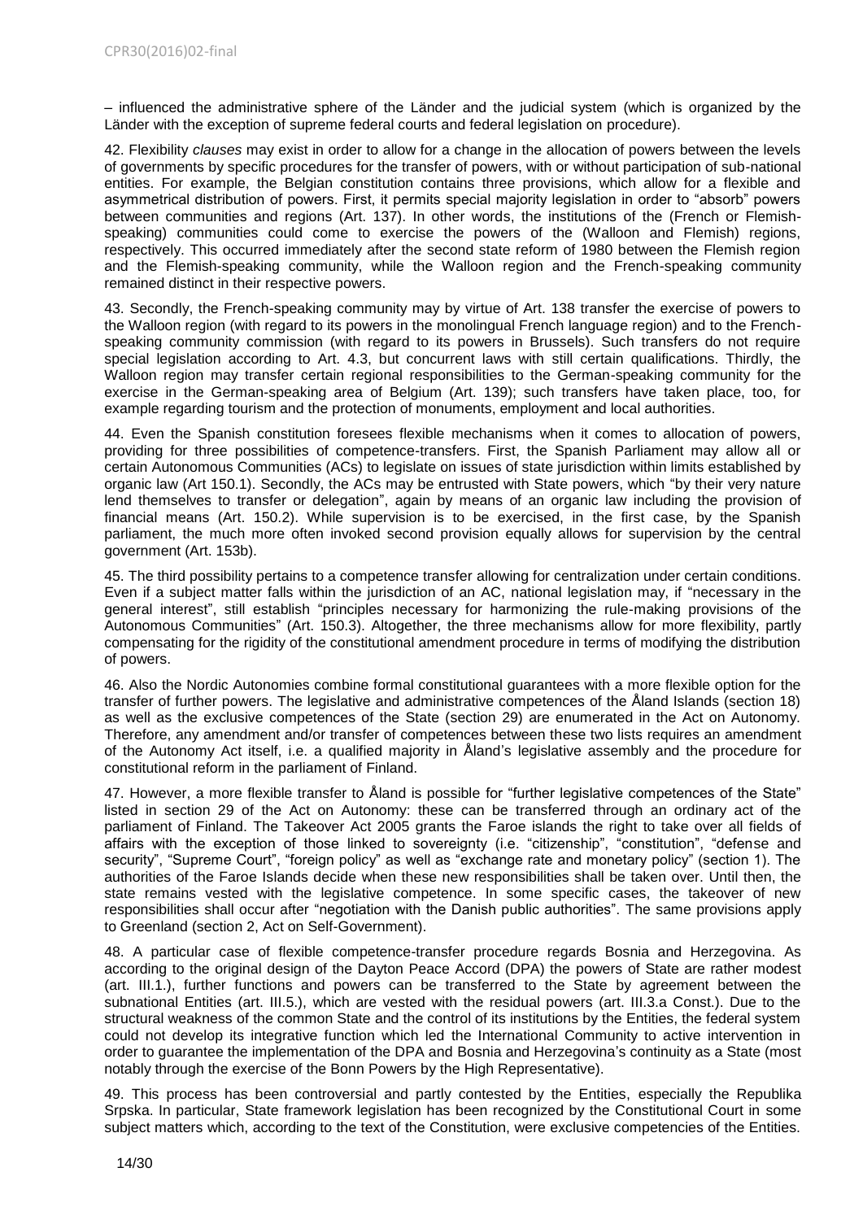– influenced the administrative sphere of the Länder and the judicial system (which is organized by the Länder with the exception of supreme federal courts and federal legislation on procedure).

42. Flexibility *clauses* may exist in order to allow for a change in the allocation of powers between the levels of governments by specific procedures for the transfer of powers, with or without participation of sub-national entities. For example, the Belgian constitution contains three provisions, which allow for a flexible and asymmetrical distribution of powers. First, it permits special majority legislation in order to "absorb" powers between communities and regions (Art. 137). In other words, the institutions of the (French or Flemish-speaking) communities could come to exercise the powers of the (Walloon and Flemish) regions, respectively. This occurred immediately after the second state reform of 1980 between the Flemish region and the Flemish-speaking community, while the Walloon region and the French-speaking community remained distinct in their respective powers.

43. Secondly, the French-speaking community may by virtue of Art. 138 transfer the exercise of powers to the Walloon region (with regard to its powers in the monolingual French language region) and to the French-speaking community commission (with regard to its powers in Brussels). Such transfers do not require special legislation according to Art. 4.3, but concurrent laws with still certain qualifications. Thirdly, the Walloon region may transfer certain regional responsibilities to the German-speaking community for the exercise in the German-speaking area of Belgium (Art. 139); such transfers have taken place, too, for example regarding tourism and the protection of monuments, employment and local authorities.

44. Even the Spanish constitution foresees flexible mechanisms when it comes to allocation of powers, providing for three possibilities of competence-transfers. First, the Spanish Parliament may allow all or certain Autonomous Communities (ACs) to legislate on issues of state jurisdiction within limits established by organic law (Art 150.1). Secondly, the ACs may be entrusted with State powers, which "by their very nature lend themselves to transfer or delegation", again by means of an organic law including the provision of financial means (Art. 150.2). While supervision is to be exercised, in the first case, by the Spanish parliament, the much more often invoked second provision equally allows for supervision by the central government (Art. 153b).

45. The third possibility pertains to a competence transfer allowing for centralization under certain conditions. Even if a subject matter falls within the jurisdiction of an AC, national legislation may, if "necessary in the general interest", still establish "principles necessary for harmonizing the rule-making provisions of the Autonomous Communities" (Art. 150.3). Altogether, the three mechanisms allow for more flexibility, partly compensating for the rigidity of the constitutional amendment procedure in terms of modifying the distribution of powers.

46. Also the Nordic Autonomies combine formal constitutional guarantees with a more flexible option for the transfer of further powers. The legislative and administrative competences of the Åland Islands (section 18) as well as the exclusive competences of the State (section 29) are enumerated in the Act on Autonomy. Therefore, any amendment and/or transfer of competences between these two lists requires an amendment of the Autonomy Act itself, i.e. a qualified majority in Åland's legislative assembly and the procedure for constitutional reform in the parliament of Finland.

47. However, a more flexible transfer to Åland is possible for "further legislative competences of the State" listed in section 29 of the Act on Autonomy: these can be transferred through an ordinary act of the parliament of Finland. The Takeover Act 2005 grants the Faroe islands the right to take over all fields of affairs with the exception of those linked to sovereignty (i.e. "citizenship", "constitution", "defense and security", "Supreme Court", "foreign policy" as well as "exchange rate and monetary policy" (section 1). The authorities of the Faroe Islands decide when these new responsibilities shall be taken over. Until then, the state remains vested with the legislative competence. In some specific cases, the takeover of new responsibilities shall occur after "negotiation with the Danish public authorities". The same provisions apply to Greenland (section 2, Act on Self-Government).

48. A particular case of flexible competence-transfer procedure regards Bosnia and Herzegovina. As according to the original design of the Dayton Peace Accord (DPA) the powers of State are rather modest (art. III.1.), further functions and powers can be transferred to the State by agreement between the subnational Entities (art. III.5.), which are vested with the residual powers (art. III.3.a Const.). Due to the structural weakness of the common State and the control of its institutions by the Entities, the federal system could not develop its integrative function which led the International Community to active intervention in order to guarantee the implementation of the DPA and Bosnia and Herzegovina's continuity as a State (most notably through the exercise of the Bonn Powers by the High Representative).

49. This process has been controversial and partly contested by the Entities, especially the Republika Srpska. In particular, State framework legislation has been recognized by the Constitutional Court in some subject matters which, according to the text of the Constitution, were exclusive competencies of the Entities.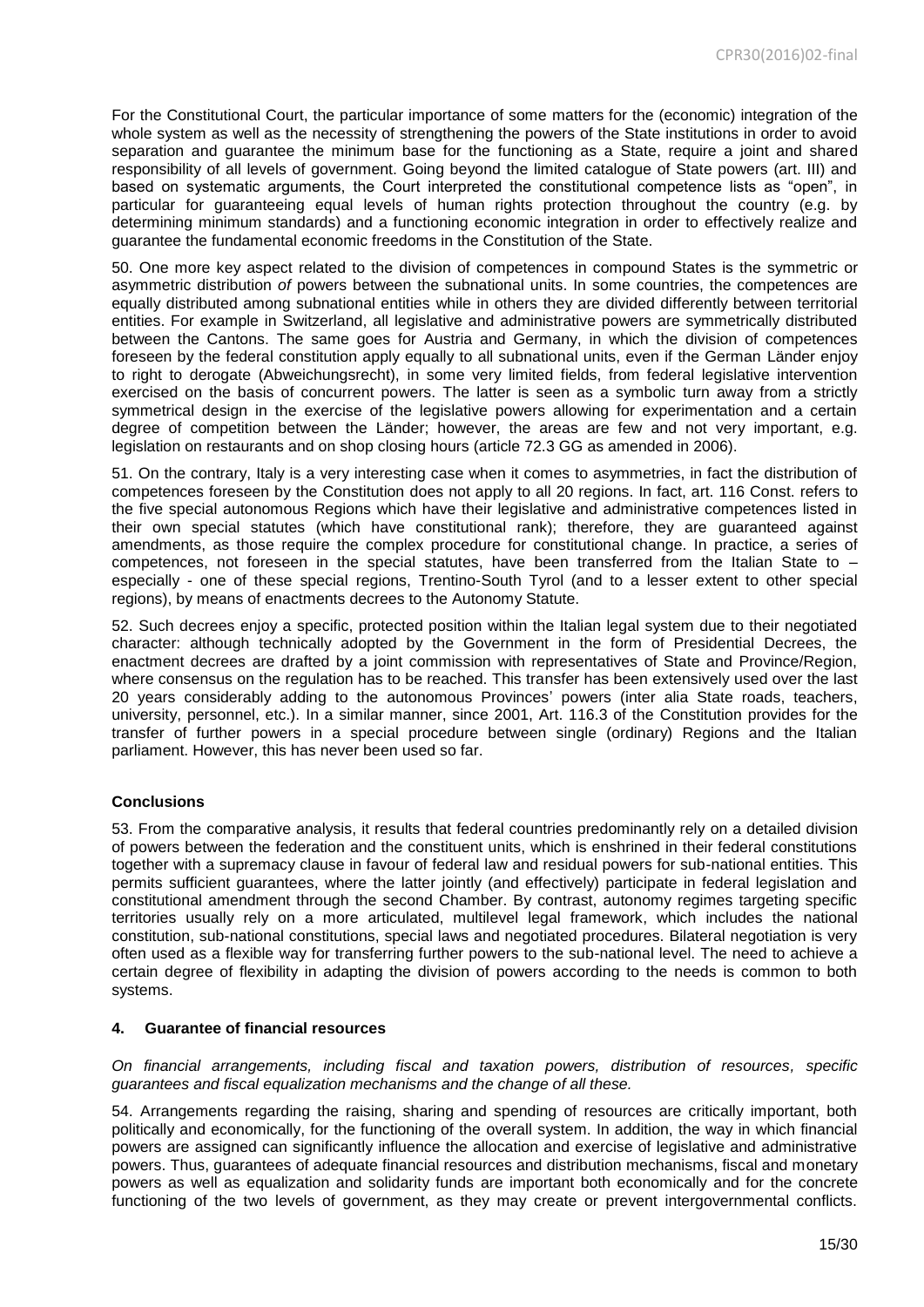For the Constitutional Court, the particular importance of some matters for the (economic) integration of the whole system as well as the necessity of strengthening the powers of the State institutions in order to avoid separation and guarantee the minimum base for the functioning as a State, require a joint and shared responsibility of all levels of government. Going beyond the limited catalogue of State powers (art. III) and based on systematic arguments, the Court interpreted the constitutional competence lists as "open", in particular for guaranteeing equal levels of human rights protection throughout the country (e.g. by determining minimum standards) and a functioning economic integration in order to effectively realize and guarantee the fundamental economic freedoms in the Constitution of the State.

50. One more key aspect related to the division of competences in compound States is the symmetric or asymmetric distribution *of* powers between the subnational units. In some countries, the competences are equally distributed among subnational entities while in others they are divided differently between territorial entities. For example in Switzerland, all legislative and administrative powers are symmetrically distributed between the Cantons. The same goes for Austria and Germany, in which the division of competences foreseen by the federal constitution apply equally to all subnational units, even if the German Länder enjoy to right to derogate (Abweichungsrecht), in some very limited fields, from federal legislative intervention exercised on the basis of concurrent powers. The latter is seen as a symbolic turn away from a strictly symmetrical design in the exercise of the legislative powers allowing for experimentation and a certain degree of competition between the Länder; however, the areas are few and not very important, e.g. legislation on restaurants and on shop closing hours (article 72.3 GG as amended in 2006).

51. On the contrary, Italy is a very interesting case when it comes to asymmetries, in fact the distribution of competences foreseen by the Constitution does not apply to all 20 regions. In fact, art. 116 Const. refers to the five special autonomous Regions which have their legislative and administrative competences listed in their own special statutes (which have constitutional rank); therefore, they are guaranteed against amendments, as those require the complex procedure for constitutional change. In practice, a series of competences, not foreseen in the special statutes, have been transferred from the Italian State to – especially - one of these special regions, Trentino-South Tyrol (and to a lesser extent to other special regions), by means of enactments decrees to the Autonomy Statute.

52. Such decrees enjoy a specific, protected position within the Italian legal system due to their negotiated character: although technically adopted by the Government in the form of Presidential Decrees, the enactment decrees are drafted by a joint commission with representatives of State and Province/Region, where consensus on the regulation has to be reached. This transfer has been extensively used over the last 20 years considerably adding to the autonomous Provinces' powers (inter alia State roads, teachers, university, personnel, etc.). In a similar manner, since 2001, Art. 116.3 of the Constitution provides for the transfer of further powers in a special procedure between single (ordinary) Regions and the Italian parliament. However, this has never been used so far.

### Conclusions

53. From the comparative analysis, it results that federal countries predominantly rely on a detailed division of powers between the federation and the constituent units, which is enshrined in their federal constitutions together with a supremacy clause in favour of federal law and residual powers for sub-national entities. This permits sufficient guarantees, where the latter jointly (and effectively) participate in federal legislation and constitutional amendment through the second Chamber. By contrast, autonomy regimes targeting specific territories usually rely on a more articulated, multilevel legal framework, which includes the national constitution, sub-national constitutions, special laws and negotiated procedures. Bilateral negotiation is very often used as a flexible way for transferring further powers to the sub-national level. The need to achieve a certain degree of flexibility in adapting the division of powers according to the needs is common to both systems.

## 4. Guarantee of financial resources

*On financial arrangements, including fiscal and taxation powers, distribution of resources, specific guarantees and fiscal equalization mechanisms and the change of all these.*

54. Arrangements regarding the raising, sharing and spending of resources are critically important, both politically and economically, for the functioning of the overall system. In addition, the way in which financial powers are assigned can significantly influence the allocation and exercise of legislative and administrative powers. Thus, guarantees of adequate financial resources and distribution mechanisms, fiscal and monetary powers as well as equalization and solidarity funds are important both economically and for the concrete functioning of the two levels of government, as they may create or prevent intergovernmental conflicts.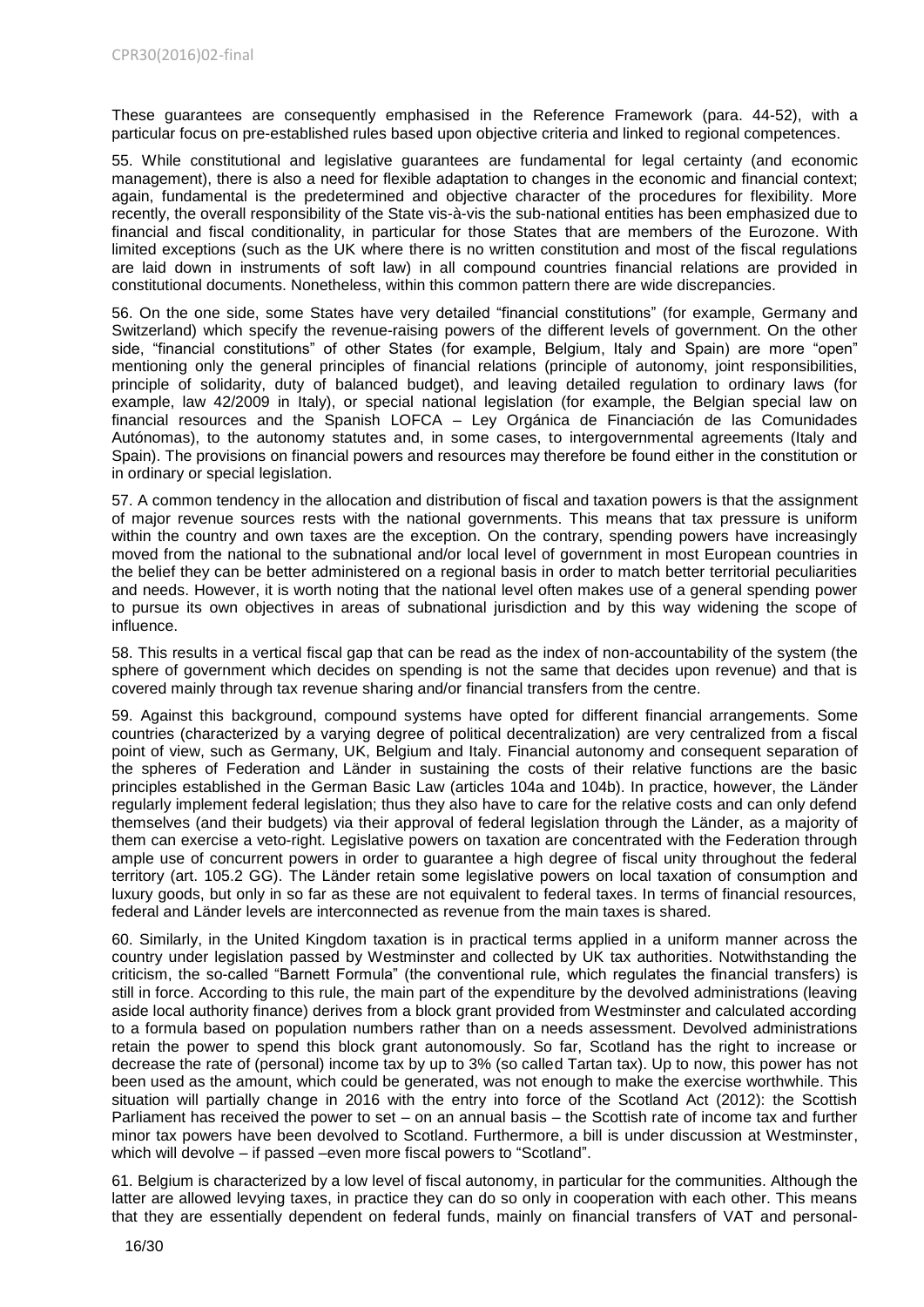These guarantees are consequently emphasised in the Reference Framework (para. 44-52), with a particular focus on pre-established rules based upon objective criteria and linked to regional competences.

55. While constitutional and legislative guarantees are fundamental for legal certainty (and economic management), there is also a need for flexible adaptation to changes in the economic and financial context; again, fundamental is the predetermined and objective character of the procedures for flexibility. More recently, the overall responsibility of the State vis-à-vis the sub-national entities has been emphasized due to financial and fiscal conditionality, in particular for those States that are members of the Eurozone. With limited exceptions (such as the UK where there is no written constitution and most of the fiscal regulations are laid down in instruments of soft law) in all compound countries financial relations are provided in constitutional documents. Nonetheless, within this common pattern there are wide discrepancies.

56. On the one side, some States have very detailed "financial constitutions" (for example, Germany and Switzerland) which specify the revenue-raising powers of the different levels of government. On the other side, "financial constitutions" of other States (for example, Belgium, Italy and Spain) are more "open" mentioning only the general principles of financial relations (principle of autonomy, joint responsibilities, principle of solidarity, duty of balanced budget), and leaving detailed regulation to ordinary laws (for example, law 42/2009 in Italy), or special national legislation (for example, the Belgian special law on financial resources and the Spanish LOFCA – Ley Orgánica de Financiación de las Comunidades Autónomas), to the autonomy statutes and, in some cases, to intergovernmental agreements (Italy and Spain). The provisions on financial powers and resources may therefore be found either in the constitution or in ordinary or special legislation.

57. A common tendency in the allocation and distribution of fiscal and taxation powers is that the assignment of major revenue sources rests with the national governments. This means that tax pressure is uniform within the country and own taxes are the exception. On the contrary, spending powers have increasingly moved from the national to the subnational and/or local level of government in most European countries in the belief they can be better administered on a regional basis in order to match better territorial peculiarities and needs. However, it is worth noting that the national level often makes use of a general spending power to pursue its own objectives in areas of subnational jurisdiction and by this way widening the scope of influence.

58. This results in a vertical fiscal gap that can be read as the index of non-accountability of the system (the sphere of government which decides on spending is not the same that decides upon revenue) and that is covered mainly through tax revenue sharing and/or financial transfers from the centre.

59. Against this background, compound systems have opted for different financial arrangements. Some countries (characterized by a varying degree of political decentralization) are very centralized from a fiscal point of view, such as Germany, UK, Belgium and Italy. Financial autonomy and consequent separation of the spheres of Federation and Länder in sustaining the costs of their relative functions are the basic principles established in the German Basic Law (articles 104a and 104b). In practice, however, the Länder regularly implement federal legislation; thus they also have to care for the relative costs and can only defend themselves (and their budgets) via their approval of federal legislation through the Länder, as a majority of them can exercise a veto-right. Legislative powers on taxation are concentrated with the Federation through ample use of concurrent powers in order to guarantee a high degree of fiscal unity throughout the federal territory (art. 105.2 GG). The Länder retain some legislative powers on local taxation of consumption and luxury goods, but only in so far as these are not equivalent to federal taxes. In terms of financial resources, federal and Länder levels are interconnected as revenue from the main taxes is shared.

60. Similarly, in the United Kingdom taxation is in practical terms applied in a uniform manner across the country under legislation passed by Westminster and collected by UK tax authorities. Notwithstanding the criticism, the so-called "Barnett Formula" (the conventional rule, which regulates the financial transfers) is still in force. According to this rule, the main part of the expenditure by the devolved administrations (leaving aside local authority finance) derives from a block grant provided from Westminster and calculated according to a formula based on population numbers rather than on a needs assessment. Devolved administrations retain the power to spend this block grant autonomously. So far, Scotland has the right to increase or decrease the rate of (personal) income tax by up to 3% (so called Tartan tax). Up to now, this power has not been used as the amount, which could be generated, was not enough to make the exercise worthwhile. This situation will partially change in 2016 with the entry into force of the Scotland Act (2012): the Scottish Parliament has received the power to set – on an annual basis – the Scottish rate of income tax and further minor tax powers have been devolved to Scotland. Furthermore, a bill is under discussion at Westminster, which will devolve – if passed –even more fiscal powers to "Scotland".

61. Belgium is characterized by a low level of fiscal autonomy, in particular for the communities. Although the latter are allowed levying taxes, in practice they can do so only in cooperation with each other. This means that they are essentially dependent on federal funds, mainly on financial transfers of VAT and personal-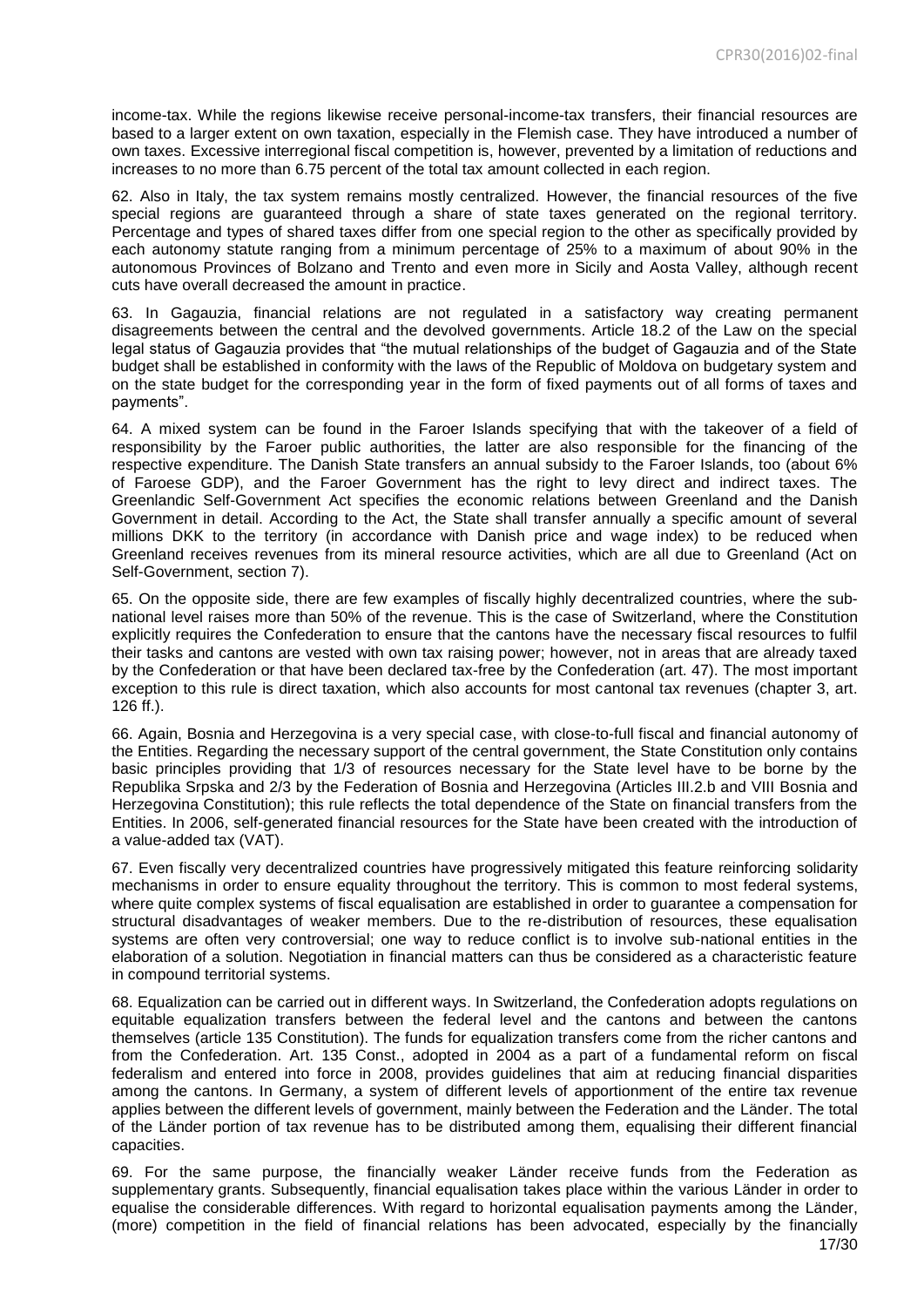income-tax. While the regions likewise receive personal-income-tax transfers, their financial resources are based to a larger extent on own taxation, especially in the Flemish case. They have introduced a number of own taxes. Excessive interregional fiscal competition is, however, prevented by a limitation of reductions and increases to no more than 6.75 percent of the total tax amount collected in each region.

62. Also in Italy, the tax system remains mostly centralized. However, the financial resources of the five special regions are guaranteed through a share of state taxes generated on the regional territory. Percentage and types of shared taxes differ from one special region to the other as specifically provided by each autonomy statute ranging from a minimum percentage of 25% to a maximum of about 90% in the autonomous Provinces of Bolzano and Trento and even more in Sicily and Aosta Valley, although recent cuts have overall decreased the amount in practice.

63. In Gagauzia, financial relations are not regulated in a satisfactory way creating permanent disagreements between the central and the devolved governments. Article 18.2 of the Law on the special legal status of Gagauzia provides that "the mutual relationships of the budget of Gagauzia and of the State budget shall be established in conformity with the laws of the Republic of Moldova on budgetary system and on the state budget for the corresponding year in the form of fixed payments out of all forms of taxes and payments".

64. A mixed system can be found in the Faroer Islands specifying that with the takeover of a field of responsibility by the Faroer public authorities, the latter are also responsible for the financing of the respective expenditure. The Danish State transfers an annual subsidy to the Faroer Islands, too (about 6% of Faroese GDP), and the Faroer Government has the right to levy direct and indirect taxes. The Greenlandic Self-Government Act specifies the economic relations between Greenland and the Danish Government in detail. According to the Act, the State shall transfer annually a specific amount of several millions DKK to the territory (in accordance with Danish price and wage index) to be reduced when Greenland receives revenues from its mineral resource activities, which are all due to Greenland (Act on Self-Government, section 7).

65. On the opposite side, there are few examples of fiscally highly decentralized countries, where the sub-national level raises more than 50% of the revenue. This is the case of Switzerland, where the Constitution explicitly requires the Confederation to ensure that the cantons have the necessary fiscal resources to fulfil their tasks and cantons are vested with own tax raising power; however, not in areas that are already taxed by the Confederation or that have been declared tax-free by the Confederation (art. 47). The most important exception to this rule is direct taxation, which also accounts for most cantonal tax revenues (chapter 3, art. 126 ff.).

66. Again, Bosnia and Herzegovina is a very special case, with close-to-full fiscal and financial autonomy of the Entities. Regarding the necessary support of the central government, the State Constitution only contains basic principles providing that 1/3 of resources necessary for the State level have to be borne by the Republika Srpska and 2/3 by the Federation of Bosnia and Herzegovina (Articles III.2.b and VIII Bosnia and Herzegovina Constitution); this rule reflects the total dependence of the State on financial transfers from the Entities. In 2006, self-generated financial resources for the State have been created with the introduction of a value-added tax (VAT).

67. Even fiscally very decentralized countries have progressively mitigated this feature reinforcing solidarity mechanisms in order to ensure equality throughout the territory. This is common to most federal systems, where quite complex systems of fiscal equalisation are established in order to guarantee a compensation for structural disadvantages of weaker members. Due to the re-distribution of resources, these equalisation systems are often very controversial; one way to reduce conflict is to involve sub-national entities in the elaboration of a solution. Negotiation in financial matters can thus be considered as a characteristic feature in compound territorial systems.

68. Equalization can be carried out in different ways. In Switzerland, the Confederation adopts regulations on equitable equalization transfers between the federal level and the cantons and between the cantons themselves (article 135 Constitution). The funds for equalization transfers come from the richer cantons and from the Confederation. Art. 135 Const., adopted in 2004 as a part of a fundamental reform on fiscal federalism and entered into force in 2008, provides guidelines that aim at reducing financial disparities among the cantons. In Germany, a system of different levels of apportionment of the entire tax revenue applies between the different levels of government, mainly between the Federation and the Länder. The total of the Länder portion of tax revenue has to be distributed among them, equalising their different financial capacities.

69. For the same purpose, the financially weaker Länder receive funds from the Federation as supplementary grants. Subsequently, financial equalisation takes place within the various Länder in order to equalise the considerable differences. With regard to horizontal equalisation payments among the Länder, (more) competition in the field of financial relations has been advocated, especially by the financially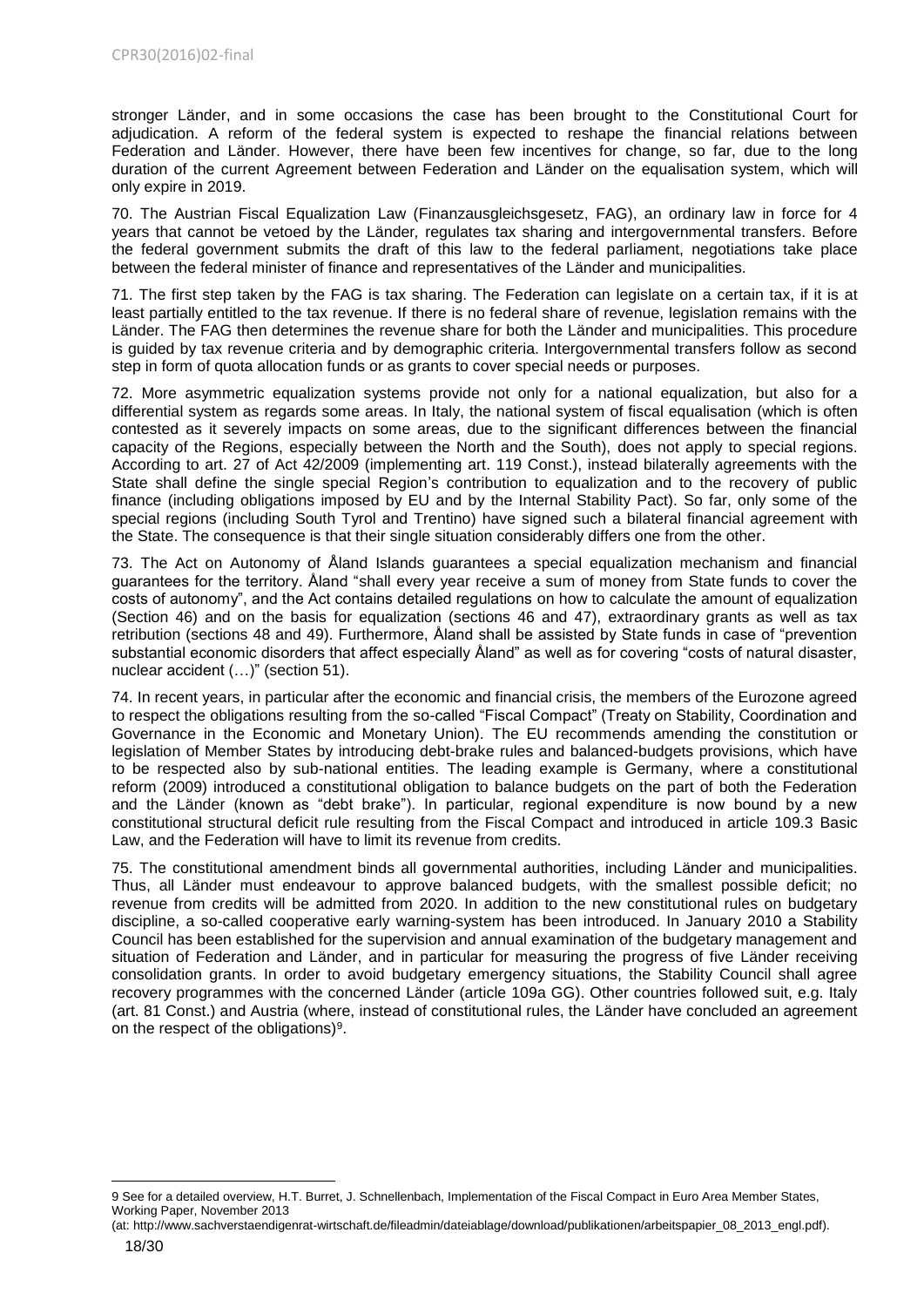stronger Länder, and in some occasions the case has been brought to the Constitutional Court for adjudication. A reform of the federal system is expected to reshape the financial relations between Federation and Länder. However, there have been few incentives for change, so far, due to the long duration of the current Agreement between Federation and Länder on the equalisation system, which will only expire in 2019.

70. The Austrian Fiscal Equalization Law (Finanzausgleichsgesetz, FAG), an ordinary law in force for 4 years that cannot be vetoed by the Länder*,* regulates tax sharing and intergovernmental transfers. Before the federal government submits the draft of this law to the federal parliament, negotiations take place between the federal minister of finance and representatives of the Länder and municipalities.

71. The first step taken by the FAG is tax sharing. The Federation can legislate on a certain tax, if it is at least partially entitled to the tax revenue. If there is no federal share of revenue, legislation remains with the Länder. The FAG then determines the revenue share for both the Länder and municipalities. This procedure is guided by tax revenue criteria and by demographic criteria. Intergovernmental transfers follow as second step in form of quota allocation funds or as grants to cover special needs or purposes.

72. More asymmetric equalization systems provide not only for a national equalization, but also for a differential system as regards some areas. In Italy, the national system of fiscal equalisation (which is often contested as it severely impacts on some areas, due to the significant differences between the financial capacity of the Regions, especially between the North and the South), does not apply to special regions. According to art. 27 of Act 42/2009 (implementing art. 119 Const.), instead bilaterally agreements with the State shall define the single special Region's contribution to equalization and to the recovery of public finance (including obligations imposed by EU and by the Internal Stability Pact). So far, only some of the special regions (including South Tyrol and Trentino) have signed such a bilateral financial agreement with the State. The consequence is that their single situation considerably differs one from the other.

73. The Act on Autonomy of Åland Islands guarantees a special equalization mechanism and financial guarantees for the territory. Åland "shall every year receive a sum of money from State funds to cover the costs of autonomy", and the Act contains detailed regulations on how to calculate the amount of equalization (Section 46) and on the basis for equalization (sections 46 and 47), extraordinary grants as well as tax retribution (sections 48 and 49). Furthermore, Åland shall be assisted by State funds in case of "prevention substantial economic disorders that affect especially Åland" as well as for covering "costs of natural disaster, nuclear accident (…)" (section 51).

74. In recent years, in particular after the economic and financial crisis, the members of the Eurozone agreed to respect the obligations resulting from the so-called "Fiscal Compact" (Treaty on Stability, Coordination and Governance in the Economic and Monetary Union). The EU recommends amending the constitution or legislation of Member States by introducing debt-brake rules and balanced-budgets provisions, which have to be respected also by sub-national entities. The leading example is Germany, where a constitutional reform (2009) introduced a constitutional obligation to balance budgets on the part of both the Federation and the Länder (known as "debt brake"). In particular, regional expenditure is now bound by a new constitutional structural deficit rule resulting from the Fiscal Compact and introduced in article 109.3 Basic Law, and the Federation will have to limit its revenue from credits.

75. The constitutional amendment binds all governmental authorities, including Länder and municipalities. Thus, all Länder must endeavour to approve balanced budgets, with the smallest possible deficit; no revenue from credits will be admitted from 2020. In addition to the new constitutional rules on budgetary discipline, a so-called cooperative early warning-system has been introduced. In January 2010 a Stability Council has been established for the supervision and annual examination of the budgetary management and situation of Federation and Länder, and in particular for measuring the progress of five Länder receiving consolidation grants. In order to avoid budgetary emergency situations, the Stability Council shall agree recovery programmes with the concerned Länder (article 109a GG). Other countries followed suit, e.g. Italy (art. 81 Const.) and Austria (where, instead of constitutional rules, the Länder have concluded an agreement on the respect of the obligations)[9].

---

[9] See for a detailed overview, H.T. Burret, J. Schnellenbach, Implementation of the Fiscal Compact in Euro Area Member States, Working Paper, November 2013
(at: http://www.sachverstaendigenrat-wirtschaft.de/fileadmin/dateiablage/download/publikationen/arbeitspapier_08_2013_engl.pdf).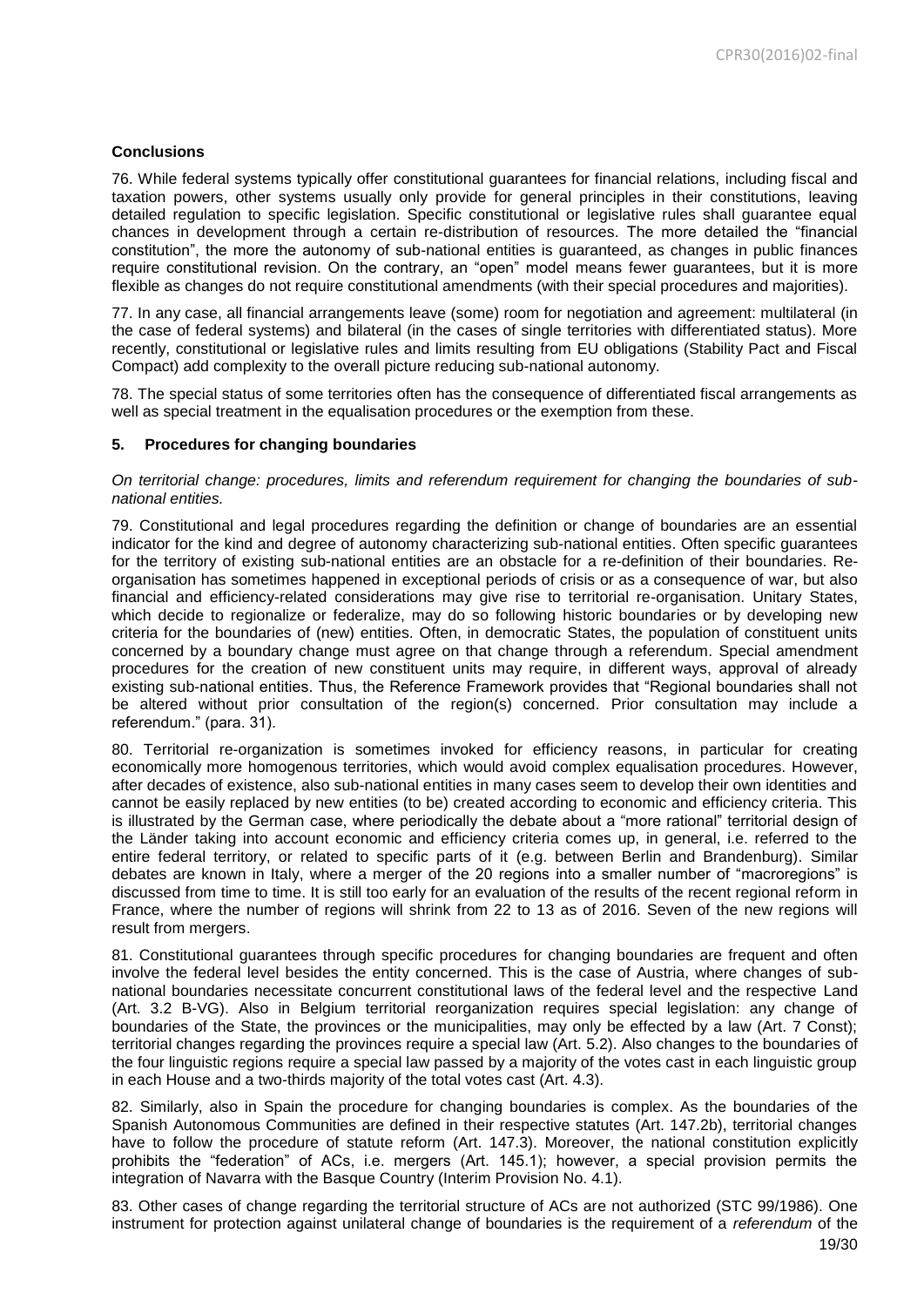### Conclusions

76. While federal systems typically offer constitutional guarantees for financial relations, including fiscal and taxation powers, other systems usually only provide for general principles in their constitutions, leaving detailed regulation to specific legislation. Specific constitutional or legislative rules shall guarantee equal chances in development through a certain re-distribution of resources. The more detailed the "financial constitution", the more the autonomy of sub-national entities is guaranteed, as changes in public finances require constitutional revision. On the contrary, an "open" model means fewer guarantees, but it is more flexible as changes do not require constitutional amendments (with their special procedures and majorities).

77. In any case, all financial arrangements leave (some) room for negotiation and agreement: multilateral (in the case of federal systems) and bilateral (in the cases of single territories with differentiated status). More recently, constitutional or legislative rules and limits resulting from EU obligations (Stability Pact and Fiscal Compact) add complexity to the overall picture reducing sub-national autonomy.

78. The special status of some territories often has the consequence of differentiated fiscal arrangements as well as special treatment in the equalisation procedures or the exemption from these.

## 5. Procedures for changing boundaries

*On territorial change: procedures, limits and referendum requirement for changing the boundaries of sub-national entities.*

79. Constitutional and legal procedures regarding the definition or change of boundaries are an essential indicator for the kind and degree of autonomy characterizing sub-national entities. Often specific guarantees for the territory of existing sub-national entities are an obstacle for a re-definition of their boundaries. Re-organisation has sometimes happened in exceptional periods of crisis or as a consequence of war, but also financial and efficiency-related considerations may give rise to territorial re-organisation. Unitary States, which decide to regionalize or federalize, may do so following historic boundaries or by developing new criteria for the boundaries of (new) entities. Often, in democratic States, the population of constituent units concerned by a boundary change must agree on that change through a referendum. Special amendment procedures for the creation of new constituent units may require, in different ways, approval of already existing sub-national entities. Thus, the Reference Framework provides that "Regional boundaries shall not be altered without prior consultation of the region(s) concerned. Prior consultation may include a referendum." (para. 31).

80. Territorial re-organization is sometimes invoked for efficiency reasons, in particular for creating economically more homogenous territories, which would avoid complex equalisation procedures. However, after decades of existence, also sub-national entities in many cases seem to develop their own identities and cannot be easily replaced by new entities (to be) created according to economic and efficiency criteria. This is illustrated by the German case, where periodically the debate about a "more rational" territorial design of the Länder taking into account economic and efficiency criteria comes up, in general, i.e. referred to the entire federal territory, or related to specific parts of it (e.g. between Berlin and Brandenburg). Similar debates are known in Italy, where a merger of the 20 regions into a smaller number of "macroregions" is discussed from time to time. It is still too early for an evaluation of the results of the recent regional reform in France, where the number of regions will shrink from 22 to 13 as of 2016. Seven of the new regions will result from mergers.

81. Constitutional guarantees through specific procedures for changing boundaries are frequent and often involve the federal level besides the entity concerned. This is the case of Austria, where changes of sub-national boundaries necessitate concurrent constitutional laws of the federal level and the respective Land (Art. 3.2 B-VG). Also in Belgium territorial reorganization requires special legislation: any change of boundaries of the State, the provinces or the municipalities, may only be effected by a law (Art. 7 Const); territorial changes regarding the provinces require a special law (Art. 5.2). Also changes to the boundaries of the four linguistic regions require a special law passed by a majority of the votes cast in each linguistic group in each House and a two-thirds majority of the total votes cast (Art. 4.3).

82. Similarly, also in Spain the procedure for changing boundaries is complex. As the boundaries of the Spanish Autonomous Communities are defined in their respective statutes (Art. 147.2b), territorial changes have to follow the procedure of statute reform (Art. 147.3). Moreover, the national constitution explicitly prohibits the "federation" of ACs, i.e. mergers (Art. 145.1); however, a special provision permits the integration of Navarra with the Basque Country (Interim Provision No. 4.1).

83. Other cases of change regarding the territorial structure of ACs are not authorized (STC 99/1986). One instrument for protection against unilateral change of boundaries is the requirement of a *referendum* of the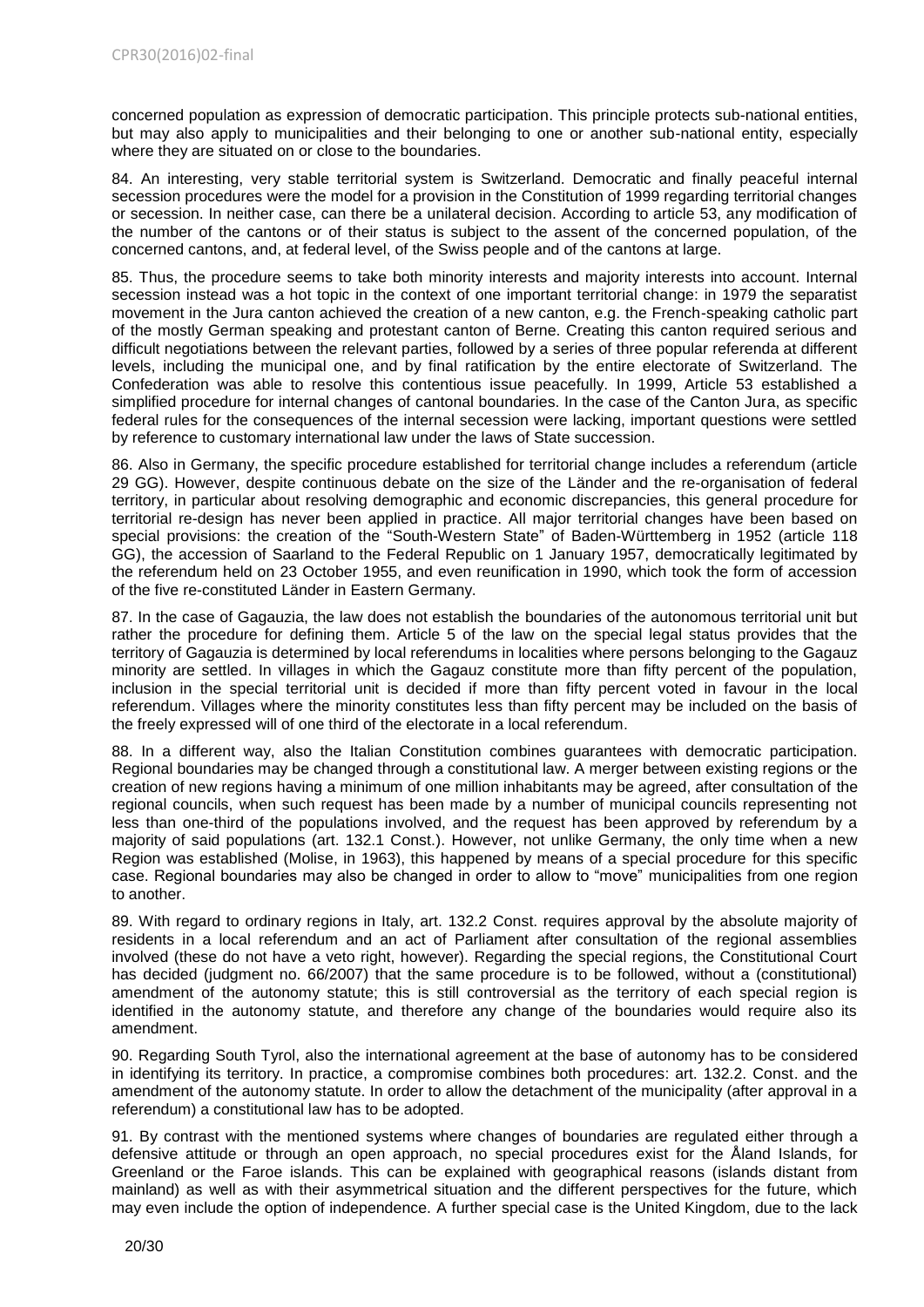concerned population as expression of democratic participation. This principle protects sub-national entities, but may also apply to municipalities and their belonging to one or another sub-national entity, especially where they are situated on or close to the boundaries.

84. An interesting, very stable territorial system is Switzerland. Democratic and finally peaceful internal secession procedures were the model for a provision in the Constitution of 1999 regarding territorial changes or secession. In neither case, can there be a unilateral decision. According to article 53, any modification of the number of the cantons or of their status is subject to the assent of the concerned population, of the concerned cantons, and, at federal level, of the Swiss people and of the cantons at large.

85. Thus, the procedure seems to take both minority interests and majority interests into account. Internal secession instead was a hot topic in the context of one important territorial change: in 1979 the separatist movement in the Jura canton achieved the creation of a new canton, e.g. the French-speaking catholic part of the mostly German speaking and protestant canton of Berne. Creating this canton required serious and difficult negotiations between the relevant parties, followed by a series of three popular referenda at different levels, including the municipal one, and by final ratification by the entire electorate of Switzerland. The Confederation was able to resolve this contentious issue peacefully. In 1999, Article 53 established a simplified procedure for internal changes of cantonal boundaries. In the case of the Canton Jura, as specific federal rules for the consequences of the internal secession were lacking, important questions were settled by reference to customary international law under the laws of State succession.

86. Also in Germany, the specific procedure established for territorial change includes a referendum (article 29 GG). However, despite continuous debate on the size of the Länder and the re-organisation of federal territory, in particular about resolving demographic and economic discrepancies, this general procedure for territorial re-design has never been applied in practice. All major territorial changes have been based on special provisions: the creation of the "South-Western State" of Baden-Württemberg in 1952 (article 118 GG), the accession of Saarland to the Federal Republic on 1 January 1957, democratically legitimated by the referendum held on 23 October 1955, and even reunification in 1990, which took the form of accession of the five re-constituted Länder in Eastern Germany.

87. In the case of Gagauzia, the law does not establish the boundaries of the autonomous territorial unit but rather the procedure for defining them. Article 5 of the law on the special legal status provides that the territory of Gagauzia is determined by local referendums in localities where persons belonging to the Gagauz minority are settled. In villages in which the Gagauz constitute more than fifty percent of the population, inclusion in the special territorial unit is decided if more than fifty percent voted in favour in the local referendum. Villages where the minority constitutes less than fifty percent may be included on the basis of the freely expressed will of one third of the electorate in a local referendum.

88. In a different way, also the Italian Constitution combines guarantees with democratic participation. Regional boundaries may be changed through a constitutional law. A merger between existing regions or the creation of new regions having a minimum of one million inhabitants may be agreed, after consultation of the regional councils, when such request has been made by a number of municipal councils representing not less than one-third of the populations involved, and the request has been approved by referendum by a majority of said populations (art. 132.1 Const.). However, not unlike Germany, the only time when a new Region was established (Molise, in 1963), this happened by means of a special procedure for this specific case. Regional boundaries may also be changed in order to allow to "move" municipalities from one region to another.

89. With regard to ordinary regions in Italy, art. 132.2 Const. requires approval by the absolute majority of residents in a local referendum and an act of Parliament after consultation of the regional assemblies involved (these do not have a veto right, however). Regarding the special regions, the Constitutional Court has decided (judgment no. 66/2007) that the same procedure is to be followed, without a (constitutional) amendment of the autonomy statute; this is still controversial as the territory of each special region is identified in the autonomy statute, and therefore any change of the boundaries would require also its amendment.

90. Regarding South Tyrol, also the international agreement at the base of autonomy has to be considered in identifying its territory. In practice, a compromise combines both procedures: art. 132.2. Const. and the amendment of the autonomy statute. In order to allow the detachment of the municipality (after approval in a referendum) a constitutional law has to be adopted.

91. By contrast with the mentioned systems where changes of boundaries are regulated either through a defensive attitude or through an open approach, no special procedures exist for the Åland Islands, for Greenland or the Faroe islands. This can be explained with geographical reasons (islands distant from mainland) as well as with their asymmetrical situation and the different perspectives for the future, which may even include the option of independence. A further special case is the United Kingdom, due to the lack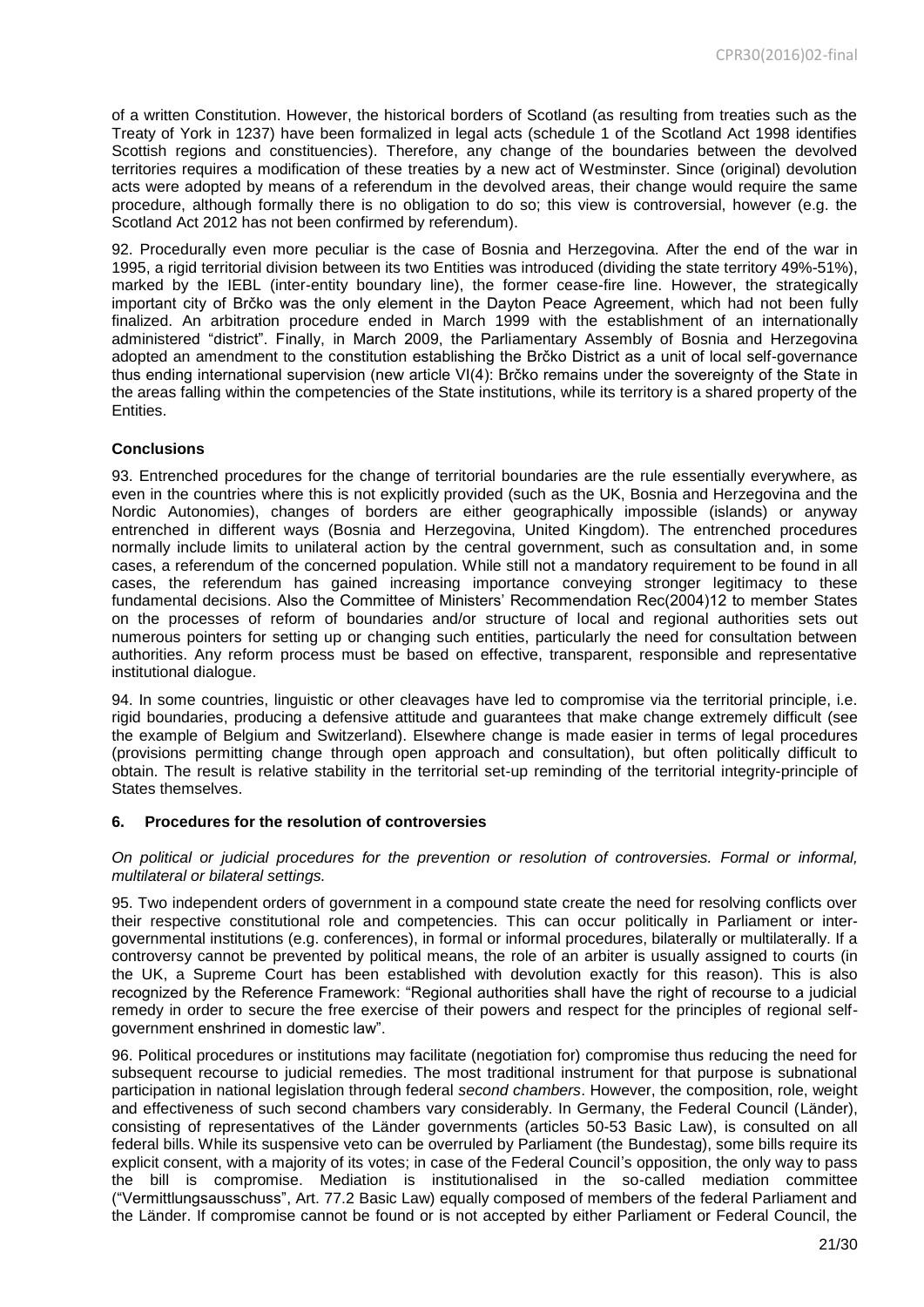of a written Constitution. However, the historical borders of Scotland (as resulting from treaties such as the Treaty of York in 1237) have been formalized in legal acts (schedule 1 of the Scotland Act 1998 identifies Scottish regions and constituencies). Therefore, any change of the boundaries between the devolved territories requires a modification of these treaties by a new act of Westminster. Since (original) devolution acts were adopted by means of a referendum in the devolved areas, their change would require the same procedure, although formally there is no obligation to do so; this view is controversial, however (e.g. the Scotland Act 2012 has not been confirmed by referendum).

92. Procedurally even more peculiar is the case of Bosnia and Herzegovina. After the end of the war in 1995, a rigid territorial division between its two Entities was introduced (dividing the state territory 49%-51%), marked by the IEBL (inter-entity boundary line), the former cease-fire line. However, the strategically important city of Brčko was the only element in the Dayton Peace Agreement, which had not been fully finalized. An arbitration procedure ended in March 1999 with the establishment of an internationally administered "district". Finally, in March 2009, the Parliamentary Assembly of Bosnia and Herzegovina adopted an amendment to the constitution establishing the Brčko District as a unit of local self-governance thus ending international supervision (new article VI(4): Brčko remains under the sovereignty of the State in the areas falling within the competencies of the State institutions, while its territory is a shared property of the Entities.

**Conclusions**

93. Entrenched procedures for the change of territorial boundaries are the rule essentially everywhere, as even in the countries where this is not explicitly provided (such as the UK, Bosnia and Herzegovina and the Nordic Autonomies), changes of borders are either geographically impossible (islands) or anyway entrenched in different ways (Bosnia and Herzegovina, United Kingdom). The entrenched procedures normally include limits to unilateral action by the central government, such as consultation and, in some cases, a referendum of the concerned population. While still not a mandatory requirement to be found in all cases, the referendum has gained increasing importance conveying stronger legitimacy to these fundamental decisions. Also the Committee of Ministers' Recommendation Rec(2004)12 to member States on the processes of reform of boundaries and/or structure of local and regional authorities sets out numerous pointers for setting up or changing such entities, particularly the need for consultation between authorities. Any reform process must be based on effective, transparent, responsible and representative institutional dialogue.

94. In some countries, linguistic or other cleavages have led to compromise via the territorial principle, i.e. rigid boundaries, producing a defensive attitude and guarantees that make change extremely difficult (see the example of Belgium and Switzerland). Elsewhere change is made easier in terms of legal procedures (provisions permitting change through open approach and consultation), but often politically difficult to obtain. The result is relative stability in the territorial set-up reminding of the territorial integrity-principle of States themselves.

## 6. Procedures for the resolution of controversies

*On political or judicial procedures for the prevention or resolution of controversies. Formal or informal, multilateral or bilateral settings.*

95. Two independent orders of government in a compound state create the need for resolving conflicts over their respective constitutional role and competencies. This can occur politically in Parliament or inter-governmental institutions (e.g. conferences), in formal or informal procedures, bilaterally or multilaterally. If a controversy cannot be prevented by political means, the role of an arbiter is usually assigned to courts (in the UK, a Supreme Court has been established with devolution exactly for this reason). This is also recognized by the Reference Framework: "Regional authorities shall have the right of recourse to a judicial remedy in order to secure the free exercise of their powers and respect for the principles of regional self-government enshrined in domestic law".

96. Political procedures or institutions may facilitate (negotiation for) compromise thus reducing the need for subsequent recourse to judicial remedies. The most traditional instrument for that purpose is subnational participation in national legislation through federal *second chambers*. However, the composition, role, weight and effectiveness of such second chambers vary considerably. In Germany, the Federal Council (Länder), consisting of representatives of the Länder governments (articles 50-53 Basic Law), is consulted on all federal bills. While its suspensive veto can be overruled by Parliament (the Bundestag), some bills require its explicit consent, with a majority of its votes; in case of the Federal Council's opposition, the only way to pass the bill is compromise. Mediation is institutionalised in the so-called mediation committee ("Vermittlungsausschuss", Art. 77.2 Basic Law) equally composed of members of the federal Parliament and the Länder. If compromise cannot be found or is not accepted by either Parliament or Federal Council, the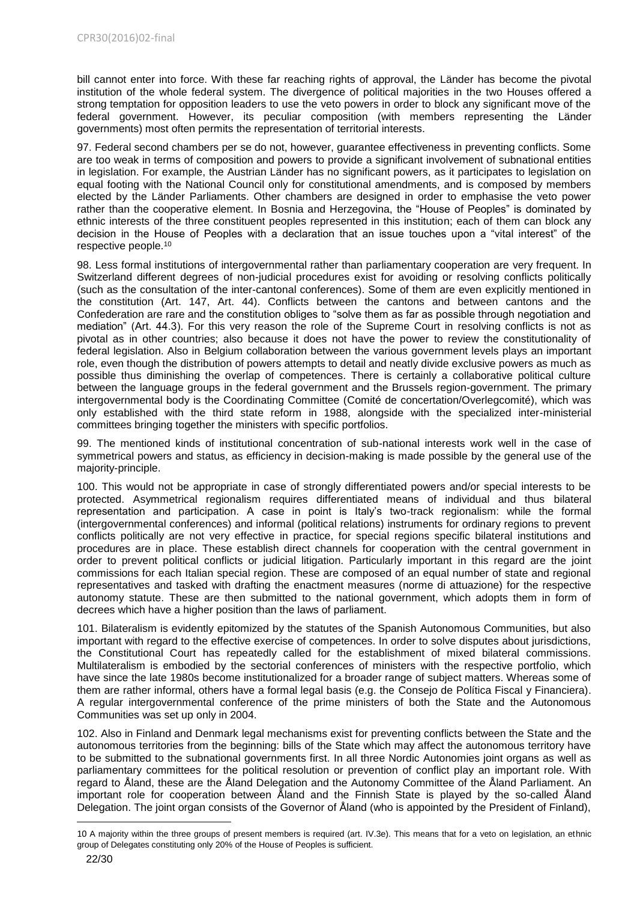bill cannot enter into force. With these far reaching rights of approval, the Länder has become the pivotal institution of the whole federal system. The divergence of political majorities in the two Houses offered a strong temptation for opposition leaders to use the veto powers in order to block any significant move of the federal government. However, its peculiar composition (with members representing the Länder governments) most often permits the representation of territorial interests.

97. Federal second chambers per se do not, however, guarantee effectiveness in preventing conflicts. Some are too weak in terms of composition and powers to provide a significant involvement of subnational entities in legislation. For example, the Austrian Länder has no significant powers, as it participates to legislation on equal footing with the National Council only for constitutional amendments, and is composed by members elected by the Länder Parliaments. Other chambers are designed in order to emphasise the veto power rather than the cooperative element. In Bosnia and Herzegovina, the "House of Peoples" is dominated by ethnic interests of the three constituent peoples represented in this institution; each of them can block any decision in the House of Peoples with a declaration that an issue touches upon a "vital interest" of the respective people.[10]

98. Less formal institutions of intergovernmental rather than parliamentary cooperation are very frequent. In Switzerland different degrees of non-judicial procedures exist for avoiding or resolving conflicts politically (such as the consultation of the inter-cantonal conferences). Some of them are even explicitly mentioned in the constitution (Art. 147, Art. 44). Conflicts between the cantons and between cantons and the Confederation are rare and the constitution obliges to "solve them as far as possible through negotiation and mediation" (Art. 44.3). For this very reason the role of the Supreme Court in resolving conflicts is not as pivotal as in other countries; also because it does not have the power to review the constitutionality of federal legislation. Also in Belgium collaboration between the various government levels plays an important role, even though the distribution of powers attempts to detail and neatly divide exclusive powers as much as possible thus diminishing the overlap of competences. There is certainly a collaborative political culture between the language groups in the federal government and the Brussels region-government. The primary intergovernmental body is the Coordinating Committee (Comité de concertation/Overlegcomité), which was only established with the third state reform in 1988, alongside with the specialized inter-ministerial committees bringing together the ministers with specific portfolios.

99. The mentioned kinds of institutional concentration of sub-national interests work well in the case of symmetrical powers and status, as efficiency in decision-making is made possible by the general use of the majority-principle.

100. This would not be appropriate in case of strongly differentiated powers and/or special interests to be protected. Asymmetrical regionalism requires differentiated means of individual and thus bilateral representation and participation. A case in point is Italy's two-track regionalism: while the formal (intergovernmental conferences) and informal (political relations) instruments for ordinary regions to prevent conflicts politically are not very effective in practice, for special regions specific bilateral institutions and procedures are in place. These establish direct channels for cooperation with the central government in order to prevent political conflicts or judicial litigation. Particularly important in this regard are the joint commissions for each Italian special region. These are composed of an equal number of state and regional representatives and tasked with drafting the enactment measures (norme di attuazione) for the respective autonomy statute. These are then submitted to the national government, which adopts them in form of decrees which have a higher position than the laws of parliament.

101. Bilateralism is evidently epitomized by the statutes of the Spanish Autonomous Communities, but also important with regard to the effective exercise of competences. In order to solve disputes about jurisdictions, the Constitutional Court has repeatedly called for the establishment of mixed bilateral commissions. Multilateralism is embodied by the sectorial conferences of ministers with the respective portfolio, which have since the late 1980s become institutionalized for a broader range of subject matters. Whereas some of them are rather informal, others have a formal legal basis (e.g. the Consejo de Política Fiscal y Financiera). A regular intergovernmental conference of the prime ministers of both the State and the Autonomous Communities was set up only in 2004.

102. Also in Finland and Denmark legal mechanisms exist for preventing conflicts between the State and the autonomous territories from the beginning: bills of the State which may affect the autonomous territory have to be submitted to the subnational governments first. In all three Nordic Autonomies joint organs as well as parliamentary committees for the political resolution or prevention of conflict play an important role. With regard to Åland, these are the Åland Delegation and the Autonomy Committee of the Åland Parliament. An important role for cooperation between Åland and the Finnish State is played by the so-called Åland Delegation. The joint organ consists of the Governor of Åland (who is appointed by the President of Finland),

---

[10] A majority within the three groups of present members is required (art. IV.3e). This means that for a veto on legislation, an ethnic group of Delegates constituting only 20% of the House of Peoples is sufficient.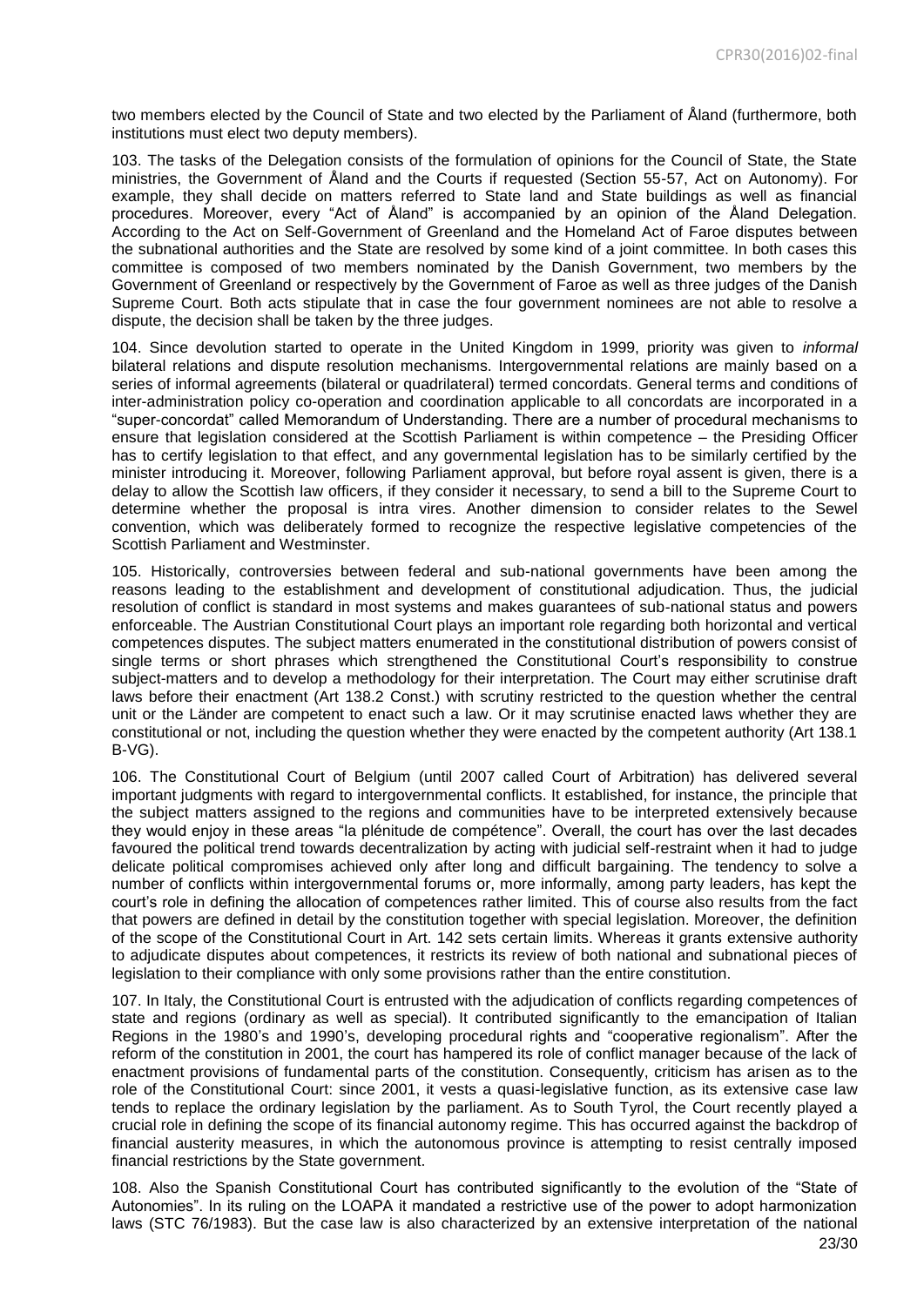two members elected by the Council of State and two elected by the Parliament of Åland (furthermore, both institutions must elect two deputy members).

103. The tasks of the Delegation consists of the formulation of opinions for the Council of State, the State ministries, the Government of Åland and the Courts if requested (Section 55-57, Act on Autonomy). For example, they shall decide on matters referred to State land and State buildings as well as financial procedures. Moreover, every "Act of Åland" is accompanied by an opinion of the Åland Delegation. According to the Act on Self-Government of Greenland and the Homeland Act of Faroe disputes between the subnational authorities and the State are resolved by some kind of a joint committee. In both cases this committee is composed of two members nominated by the Danish Government, two members by the Government of Greenland or respectively by the Government of Faroe as well as three judges of the Danish Supreme Court. Both acts stipulate that in case the four government nominees are not able to resolve a dispute, the decision shall be taken by the three judges.

104. Since devolution started to operate in the United Kingdom in 1999, priority was given to *informal* bilateral relations and dispute resolution mechanisms. Intergovernmental relations are mainly based on a series of informal agreements (bilateral or quadrilateral) termed concordats. General terms and conditions of inter-administration policy co-operation and coordination applicable to all concordats are incorporated in a "super-concordat" called Memorandum of Understanding. There are a number of procedural mechanisms to ensure that legislation considered at the Scottish Parliament is within competence – the Presiding Officer has to certify legislation to that effect, and any governmental legislation has to be similarly certified by the minister introducing it. Moreover, following Parliament approval, but before royal assent is given, there is a delay to allow the Scottish law officers, if they consider it necessary, to send a bill to the Supreme Court to determine whether the proposal is intra vires. Another dimension to consider relates to the Sewel convention, which was deliberately formed to recognize the respective legislative competencies of the Scottish Parliament and Westminster.

105. Historically, controversies between federal and sub-national governments have been among the reasons leading to the establishment and development of constitutional adjudication. Thus, the judicial resolution of conflict is standard in most systems and makes guarantees of sub-national status and powers enforceable. The Austrian Constitutional Court plays an important role regarding both horizontal and vertical competences disputes. The subject matters enumerated in the constitutional distribution of powers consist of single terms or short phrases which strengthened the Constitutional Court's responsibility to construe subject-matters and to develop a methodology for their interpretation. The Court may either scrutinise draft laws before their enactment (Art 138.2 Const.) with scrutiny restricted to the question whether the central unit or the Länder are competent to enact such a law. Or it may scrutinise enacted laws whether they are constitutional or not, including the question whether they were enacted by the competent authority (Art 138.1 B-VG).

106. The Constitutional Court of Belgium (until 2007 called Court of Arbitration) has delivered several important judgments with regard to intergovernmental conflicts. It established, for instance, the principle that the subject matters assigned to the regions and communities have to be interpreted extensively because they would enjoy in these areas "la plénitude de compétence". Overall, the court has over the last decades favoured the political trend towards decentralization by acting with judicial self-restraint when it had to judge delicate political compromises achieved only after long and difficult bargaining. The tendency to solve a number of conflicts within intergovernmental forums or, more informally, among party leaders, has kept the court's role in defining the allocation of competences rather limited. This of course also results from the fact that powers are defined in detail by the constitution together with special legislation. Moreover, the definition of the scope of the Constitutional Court in Art. 142 sets certain limits. Whereas it grants extensive authority to adjudicate disputes about competences, it restricts its review of both national and subnational pieces of legislation to their compliance with only some provisions rather than the entire constitution.

107. In Italy, the Constitutional Court is entrusted with the adjudication of conflicts regarding competences of state and regions (ordinary as well as special). It contributed significantly to the emancipation of Italian Regions in the 1980's and 1990's, developing procedural rights and "cooperative regionalism". After the reform of the constitution in 2001, the court has hampered its role of conflict manager because of the lack of enactment provisions of fundamental parts of the constitution. Consequently, criticism has arisen as to the role of the Constitutional Court: since 2001, it vests a quasi-legislative function, as its extensive case law tends to replace the ordinary legislation by the parliament. As to South Tyrol, the Court recently played a crucial role in defining the scope of its financial autonomy regime. This has occurred against the backdrop of financial austerity measures, in which the autonomous province is attempting to resist centrally imposed financial restrictions by the State government.

108. Also the Spanish Constitutional Court has contributed significantly to the evolution of the "State of Autonomies". In its ruling on the LOAPA it mandated a restrictive use of the power to adopt harmonization laws (STC 76/1983). But the case law is also characterized by an extensive interpretation of the national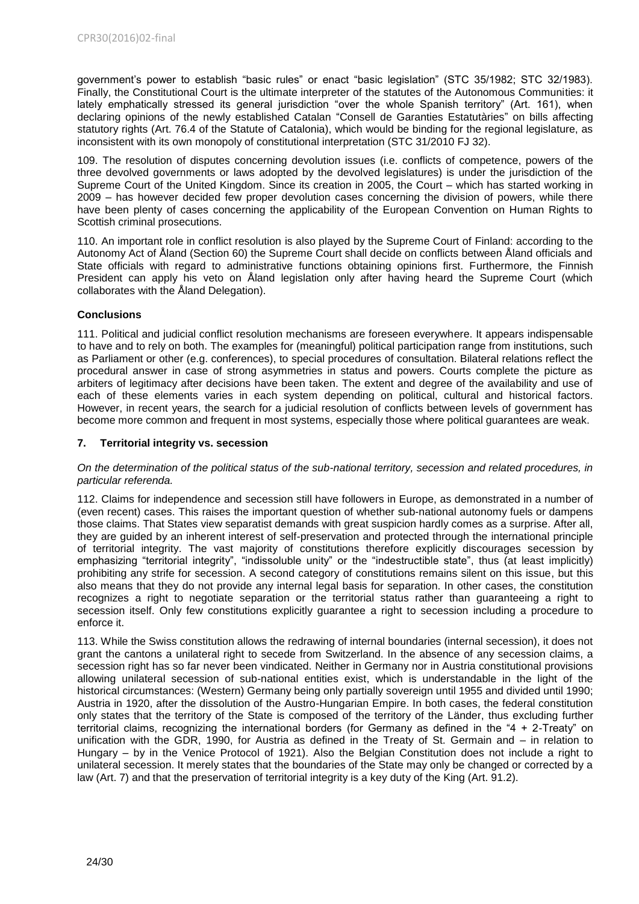government's power to establish "basic rules" or enact "basic legislation" (STC 35/1982; STC 32/1983). Finally, the Constitutional Court is the ultimate interpreter of the statutes of the Autonomous Communities: it lately emphatically stressed its general jurisdiction "over the whole Spanish territory" (Art. 161), when declaring opinions of the newly established Catalan "Consell de Garanties Estatutàries" on bills affecting statutory rights (Art. 76.4 of the Statute of Catalonia), which would be binding for the regional legislature, as inconsistent with its own monopoly of constitutional interpretation (STC 31/2010 FJ 32).

109. The resolution of disputes concerning devolution issues (i.e. conflicts of competence, powers of the three devolved governments or laws adopted by the devolved legislatures) is under the jurisdiction of the Supreme Court of the United Kingdom. Since its creation in 2005, the Court – which has started working in 2009 – has however decided few proper devolution cases concerning the division of powers, while there have been plenty of cases concerning the applicability of the European Convention on Human Rights to Scottish criminal prosecutions.

110. An important role in conflict resolution is also played by the Supreme Court of Finland: according to the Autonomy Act of Åland (Section 60) the Supreme Court shall decide on conflicts between Åland officials and State officials with regard to administrative functions obtaining opinions first. Furthermore, the Finnish President can apply his veto on Åland legislation only after having heard the Supreme Court (which collaborates with the Åland Delegation).

**Conclusions**

111. Political and judicial conflict resolution mechanisms are foreseen everywhere. It appears indispensable to have and to rely on both. The examples for (meaningful) political participation range from institutions, such as Parliament or other (e.g. conferences), to special procedures of consultation. Bilateral relations reflect the procedural answer in case of strong asymmetries in status and powers. Courts complete the picture as arbiters of legitimacy after decisions have been taken. The extent and degree of the availability and use of each of these elements varies in each system depending on political, cultural and historical factors. However, in recent years, the search for a judicial resolution of conflicts between levels of government has become more common and frequent in most systems, especially those where political guarantees are weak.

## 7. Territorial integrity vs. secession

*On the determination of the political status of the sub-national territory, secession and related procedures, in particular referenda.*

112. Claims for independence and secession still have followers in Europe, as demonstrated in a number of (even recent) cases. This raises the important question of whether sub-national autonomy fuels or dampens those claims. That States view separatist demands with great suspicion hardly comes as a surprise. After all, they are guided by an inherent interest of self-preservation and protected through the international principle of territorial integrity. The vast majority of constitutions therefore explicitly discourages secession by emphasizing "territorial integrity", "indissoluble unity" or the "indestructible state", thus (at least implicitly) prohibiting any strife for secession. A second category of constitutions remains silent on this issue, but this also means that they do not provide any internal legal basis for separation. In other cases, the constitution recognizes a right to negotiate separation or the territorial status rather than guaranteeing a right to secession itself. Only few constitutions explicitly guarantee a right to secession including a procedure to enforce it.

113. While the Swiss constitution allows the redrawing of internal boundaries (internal secession), it does not grant the cantons a unilateral right to secede from Switzerland. In the absence of any secession claims, a secession right has so far never been vindicated. Neither in Germany nor in Austria constitutional provisions allowing unilateral secession of sub-national entities exist, which is understandable in the light of the historical circumstances: (Western) Germany being only partially sovereign until 1955 and divided until 1990; Austria in 1920, after the dissolution of the Austro-Hungarian Empire. In both cases, the federal constitution only states that the territory of the State is composed of the territory of the Länder, thus excluding further territorial claims, recognizing the international borders (for Germany as defined in the "4 + 2-Treaty" on unification with the GDR, 1990, for Austria as defined in the Treaty of St. Germain and – in relation to Hungary – by in the Venice Protocol of 1921). Also the Belgian Constitution does not include a right to unilateral secession. It merely states that the boundaries of the State may only be changed or corrected by a law (Art. 7) and that the preservation of territorial integrity is a key duty of the King (Art. 91.2).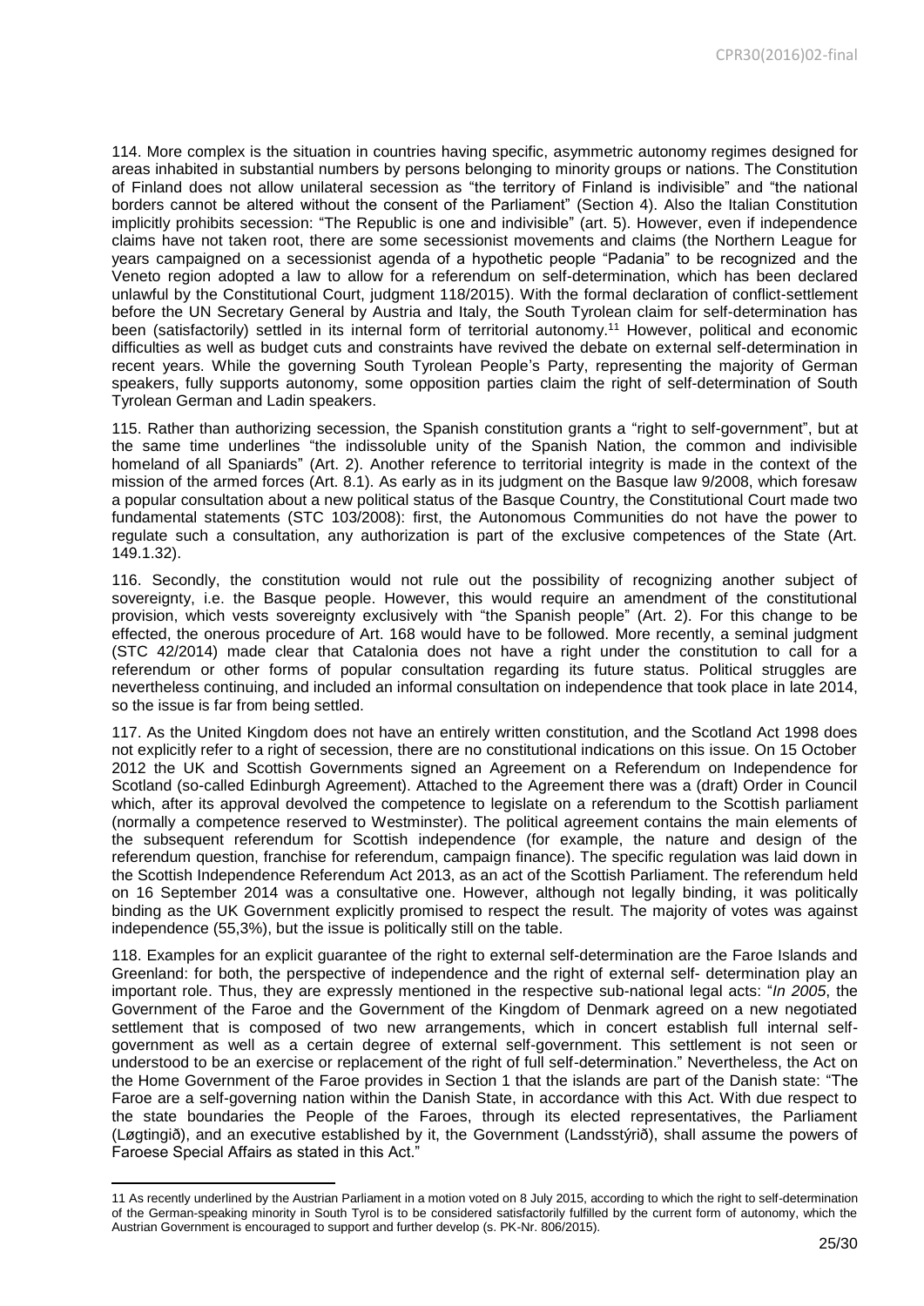114. More complex is the situation in countries having specific, asymmetric autonomy regimes designed for areas inhabited in substantial numbers by persons belonging to minority groups or nations. The Constitution of Finland does not allow unilateral secession as "the territory of Finland is indivisible" and "the national borders cannot be altered without the consent of the Parliament" (Section 4). Also the Italian Constitution implicitly prohibits secession: "The Republic is one and indivisible" (art. 5). However, even if independence claims have not taken root, there are some secessionist movements and claims (the Northern League for years campaigned on a secessionist agenda of a hypothetic people "Padania" to be recognized and the Veneto region adopted a law to allow for a referendum on self-determination, which has been declared unlawful by the Constitutional Court, judgment 118/2015). With the formal declaration of conflict-settlement before the UN Secretary General by Austria and Italy, the South Tyrolean claim for self-determination has been (satisfactorily) settled in its internal form of territorial autonomy.[11] However, political and economic difficulties as well as budget cuts and constraints have revived the debate on external self-determination in recent years. While the governing South Tyrolean People's Party, representing the majority of German speakers, fully supports autonomy, some opposition parties claim the right of self-determination of South Tyrolean German and Ladin speakers.

115. Rather than authorizing secession, the Spanish constitution grants a "right to self-government", but at the same time underlines "the indissoluble unity of the Spanish Nation, the common and indivisible homeland of all Spaniards" (Art. 2). Another reference to territorial integrity is made in the context of the mission of the armed forces (Art. 8.1). As early as in its judgment on the Basque law 9/2008, which foresaw a popular consultation about a new political status of the Basque Country, the Constitutional Court made two fundamental statements (STC 103/2008): first, the Autonomous Communities do not have the power to regulate such a consultation, any authorization is part of the exclusive competences of the State (Art. 149.1.32).

116. Secondly, the constitution would not rule out the possibility of recognizing another subject of sovereignty, i.e. the Basque people. However, this would require an amendment of the constitutional provision, which vests sovereignty exclusively with "the Spanish people" (Art. 2). For this change to be effected, the onerous procedure of Art. 168 would have to be followed. More recently, a seminal judgment (STC 42/2014) made clear that Catalonia does not have a right under the constitution to call for a referendum or other forms of popular consultation regarding its future status. Political struggles are nevertheless continuing, and included an informal consultation on independence that took place in late 2014, so the issue is far from being settled.

117. As the United Kingdom does not have an entirely written constitution, and the Scotland Act 1998 does not explicitly refer to a right of secession, there are no constitutional indications on this issue. On 15 October 2012 the UK and Scottish Governments signed an Agreement on a Referendum on Independence for Scotland (so-called Edinburgh Agreement). Attached to the Agreement there was a (draft) Order in Council which, after its approval devolved the competence to legislate on a referendum to the Scottish parliament (normally a competence reserved to Westminster). The political agreement contains the main elements of the subsequent referendum for Scottish independence (for example, the nature and design of the referendum question, franchise for referendum, campaign finance). The specific regulation was laid down in the Scottish Independence Referendum Act 2013, as an act of the Scottish Parliament. The referendum held on 16 September 2014 was a consultative one. However, although not legally binding, it was politically binding as the UK Government explicitly promised to respect the result. The majority of votes was against independence (55,3%), but the issue is politically still on the table.

118. Examples for an explicit guarantee of the right to external self-determination are the Faroe Islands and Greenland: for both, the perspective of independence and the right of external self- determination play an important role. Thus, they are expressly mentioned in the respective sub-national legal acts: "*In 2005*, the Government of the Faroe and the Government of the Kingdom of Denmark agreed on a new negotiated settlement that is composed of two new arrangements, which in concert establish full internal self-government as well as a certain degree of external self-government. This settlement is not seen or understood to be an exercise or replacement of the right of full self-determination." Nevertheless, the Act on the Home Government of the Faroe provides in Section 1 that the islands are part of the Danish state: "The Faroe are a self-governing nation within the Danish State, in accordance with this Act. With due respect to the state boundaries the People of the Faroes, through its elected representatives, the Parliament (Løgtingið), and an executive established by it, the Government (Landsstýrið), shall assume the powers of Faroese Special Affairs as stated in this Act."

---

11 As recently underlined by the Austrian Parliament in a motion voted on 8 July 2015, according to which the right to self-determination of the German-speaking minority in South Tyrol is to be considered satisfactorily fulfilled by the current form of autonomy, which the Austrian Government is encouraged to support and further develop (s. PK-Nr. 806/2015).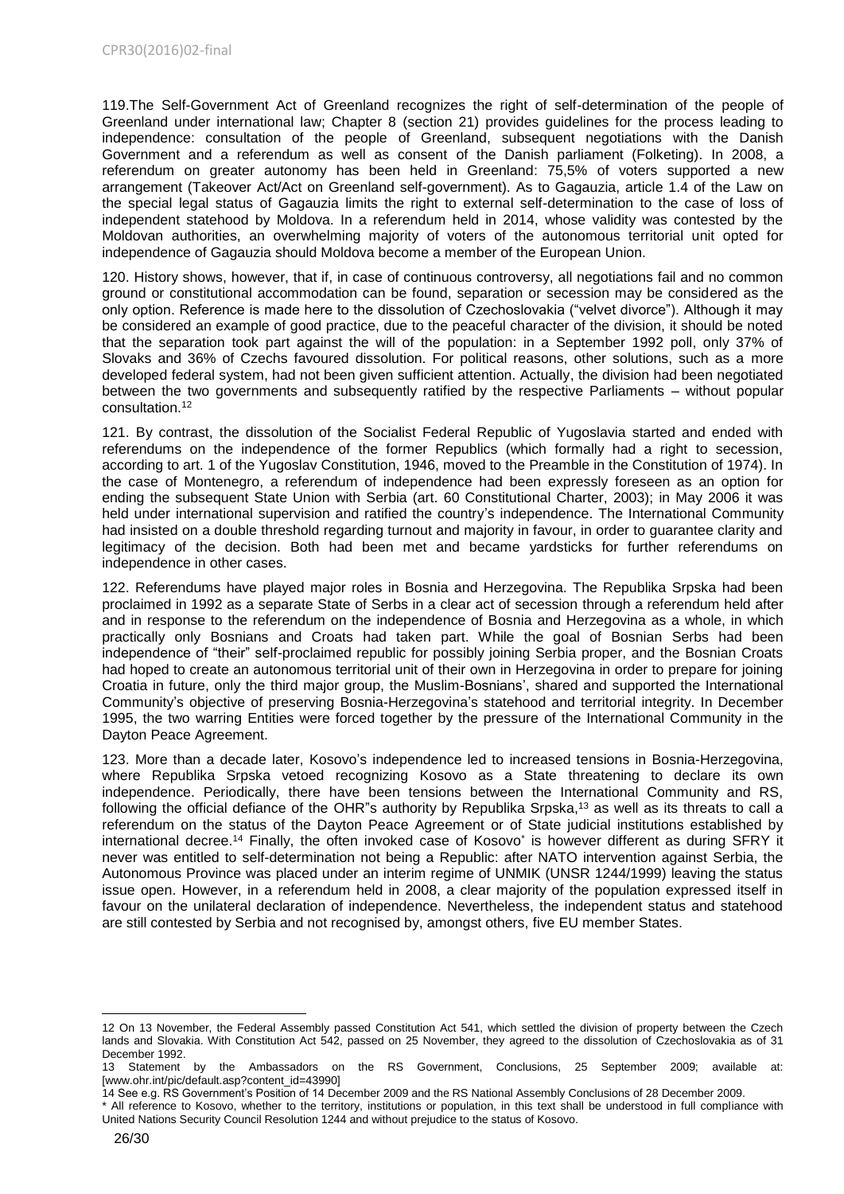119.The Self-Government Act of Greenland recognizes the right of self-determination of the people of Greenland under international law; Chapter 8 (section 21) provides guidelines for the process leading to independence: consultation of the people of Greenland, subsequent negotiations with the Danish Government and a referendum as well as consent of the Danish parliament (Folketing). In 2008, a referendum on greater autonomy has been held in Greenland: 75,5% of voters supported a new arrangement (Takeover Act/Act on Greenland self-government). As to Gagauzia, article 1.4 of the Law on the special legal status of Gagauzia limits the right to external self-determination to the case of loss of independent statehood by Moldova. In a referendum held in 2014, whose validity was contested by the Moldovan authorities, an overwhelming majority of voters of the autonomous territorial unit opted for independence of Gagauzia should Moldova become a member of the European Union.

120. History shows, however, that if, in case of continuous controversy, all negotiations fail and no common ground or constitutional accommodation can be found, separation or secession may be considered as the only option. Reference is made here to the dissolution of Czechoslovakia ("velvet divorce"). Although it may be considered an example of good practice, due to the peaceful character of the division, it should be noted that the separation took part against the will of the population: in a September 1992 poll, only 37% of Slovaks and 36% of Czechs favoured dissolution. For political reasons, other solutions, such as a more developed federal system, had not been given sufficient attention. Actually, the division had been negotiated between the two governments and subsequently ratified by the respective Parliaments – without popular consultation.[12]

121. By contrast, the dissolution of the Socialist Federal Republic of Yugoslavia started and ended with referendums on the independence of the former Republics (which formally had a right to secession, according to art. 1 of the Yugoslav Constitution, 1946, moved to the Preamble in the Constitution of 1974). In the case of Montenegro, a referendum of independence had been expressly foreseen as an option for ending the subsequent State Union with Serbia (art. 60 Constitutional Charter, 2003); in May 2006 it was held under international supervision and ratified the country's independence. The International Community had insisted on a double threshold regarding turnout and majority in favour, in order to guarantee clarity and legitimacy of the decision. Both had been met and became yardsticks for further referendums on independence in other cases.

122. Referendums have played major roles in Bosnia and Herzegovina. The Republika Srpska had been proclaimed in 1992 as a separate State of Serbs in a clear act of secession through a referendum held after and in response to the referendum on the independence of Bosnia and Herzegovina as a whole, in which practically only Bosnians and Croats had taken part. While the goal of Bosnian Serbs had been independence of "their" self-proclaimed republic for possibly joining Serbia proper, and the Bosnian Croats had hoped to create an autonomous territorial unit of their own in Herzegovina in order to prepare for joining Croatia in future, only the third major group, the Muslim-Bosnians', shared and supported the International Community's objective of preserving Bosnia-Herzegovina's statehood and territorial integrity. In December 1995, the two warring Entities were forced together by the pressure of the International Community in the Dayton Peace Agreement.

123. More than a decade later, Kosovo's independence led to increased tensions in Bosnia-Herzegovina, where Republika Srpska vetoed recognizing Kosovo as a State threatening to declare its own independence. Periodically, there have been tensions between the International Community and RS, following the official defiance of the OHR"s authority by Republika Srpska,[13] as well as its threats to call a referendum on the status of the Dayton Peace Agreement or of State judicial institutions established by international decree.[14] Finally, the often invoked case of Kosovo* is however different as during SFRY it never was entitled to self-determination not being a Republic: after NATO intervention against Serbia, the Autonomous Province was placed under an interim regime of UNMIK (UNSR 1244/1999) leaving the status issue open. However, in a referendum held in 2008, a clear majority of the population expressed itself in favour on the unilateral declaration of independence. Nevertheless, the independent status and statehood are still contested by Serbia and not recognised by, amongst others, five EU member States.

---

12 On 13 November, the Federal Assembly passed Constitution Act 541, which settled the division of property between the Czech lands and Slovakia. With Constitution Act 542, passed on 25 November, they agreed to the dissolution of Czechoslovakia as of 31 December 1992.

13 Statement by the Ambassadors on the RS Government, Conclusions, 25 September 2009; available at: [www.ohr.int/pic/default.asp?content_id=43990]

14 See e.g. RS Government's Position of 14 December 2009 and the RS National Assembly Conclusions of 28 December 2009.

* All reference to Kosovo, whether to the territory, institutions or population, in this text shall be understood in full compliance with United Nations Security Council Resolution 1244 and without prejudice to the status of Kosovo.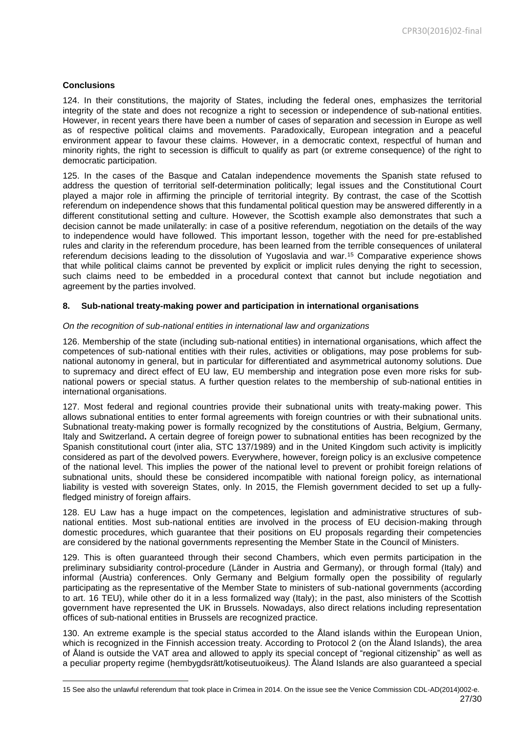**Conclusions**

124. In their constitutions, the majority of States, including the federal ones, emphasizes the territorial integrity of the state and does not recognize a right to secession or independence of sub-national entities. However, in recent years there have been a number of cases of separation and secession in Europe as well as of respective political claims and movements. Paradoxically, European integration and a peaceful environment appear to favour these claims. However, in a democratic context, respectful of human and minority rights, the right to secession is difficult to qualify as part (or extreme consequence) of the right to democratic participation.

125. In the cases of the Basque and Catalan independence movements the Spanish state refused to address the question of territorial self-determination politically; legal issues and the Constitutional Court played a major role in affirming the principle of territorial integrity. By contrast, the case of the Scottish referendum on independence shows that this fundamental political question may be answered differently in a different constitutional setting and culture. However, the Scottish example also demonstrates that such a decision cannot be made unilaterally: in case of a positive referendum, negotiation on the details of the way to independence would have followed. This important lesson, together with the need for pre-established rules and clarity in the referendum procedure, has been learned from the terrible consequences of unilateral referendum decisions leading to the dissolution of Yugoslavia and war.[15] Comparative experience shows that while political claims cannot be prevented by explicit or implicit rules denying the right to secession, such claims need to be embedded in a procedural context that cannot but include negotiation and agreement by the parties involved.

## 8. Sub-national treaty-making power and participation in international organisations

*On the recognition of sub-national entities in international law and organizations*

126. Membership of the state (including sub-national entities) in international organisations, which affect the competences of sub-national entities with their rules, activities or obligations, may pose problems for sub-national autonomy in general, but in particular for differentiated and asymmetrical autonomy solutions. Due to supremacy and direct effect of EU law, EU membership and integration pose even more risks for sub-national powers or special status. A further question relates to the membership of sub-national entities in international organisations.

127. Most federal and regional countries provide their subnational units with treaty-making power. This allows subnational entities to enter formal agreements with foreign countries or with their subnational units. Subnational treaty-making power is formally recognized by the constitutions of Austria, Belgium, Germany, Italy and Switzerland**.** A certain degree of foreign power to subnational entities has been recognized by the Spanish constitutional court (inter alia, STC 137/1989) and in the United Kingdom such activity is implicitly considered as part of the devolved powers. Everywhere, however, foreign policy is an exclusive competence of the national level. This implies the power of the national level to prevent or prohibit foreign relations of subnational units, should these be considered incompatible with national foreign policy, as international liability is vested with sovereign States, only. In 2015, the Flemish government decided to set up a fully-fledged ministry of foreign affairs.

128. EU Law has a huge impact on the competences, legislation and administrative structures of sub-national entities. Most sub-national entities are involved in the process of EU decision-making through domestic procedures, which guarantee that their positions on EU proposals regarding their competencies are considered by the national governments representing the Member State in the Council of Ministers.

129. This is often guaranteed through their second Chambers, which even permits participation in the preliminary subsidiarity control-procedure (Länder in Austria and Germany), or through formal (Italy) and informal (Austria) conferences. Only Germany and Belgium formally open the possibility of regularly participating as the representative of the Member State to ministers of sub-national governments (according to art. 16 TEU), while other do it in a less formalized way (Italy); in the past, also ministers of the Scottish government have represented the UK in Brussels. Nowadays, also direct relations including representation offices of sub-national entities in Brussels are recognized practice.

130. An extreme example is the special status accorded to the Åland islands within the European Union, which is recognized in the Finnish accession treaty. According to Protocol 2 (on the Åland Islands), the area of Åland is outside the VAT area and allowed to apply its special concept of "regional citizenship" as well as a peculiar property regime (*hembygdsrätt/kotiseutuoikeus).* The Åland Islands are also guaranteed a special

---

15 See also the unlawful referendum that took place in Crimea in 2014. On the issue see the Venice Commission CDL-AD(2014)002-e.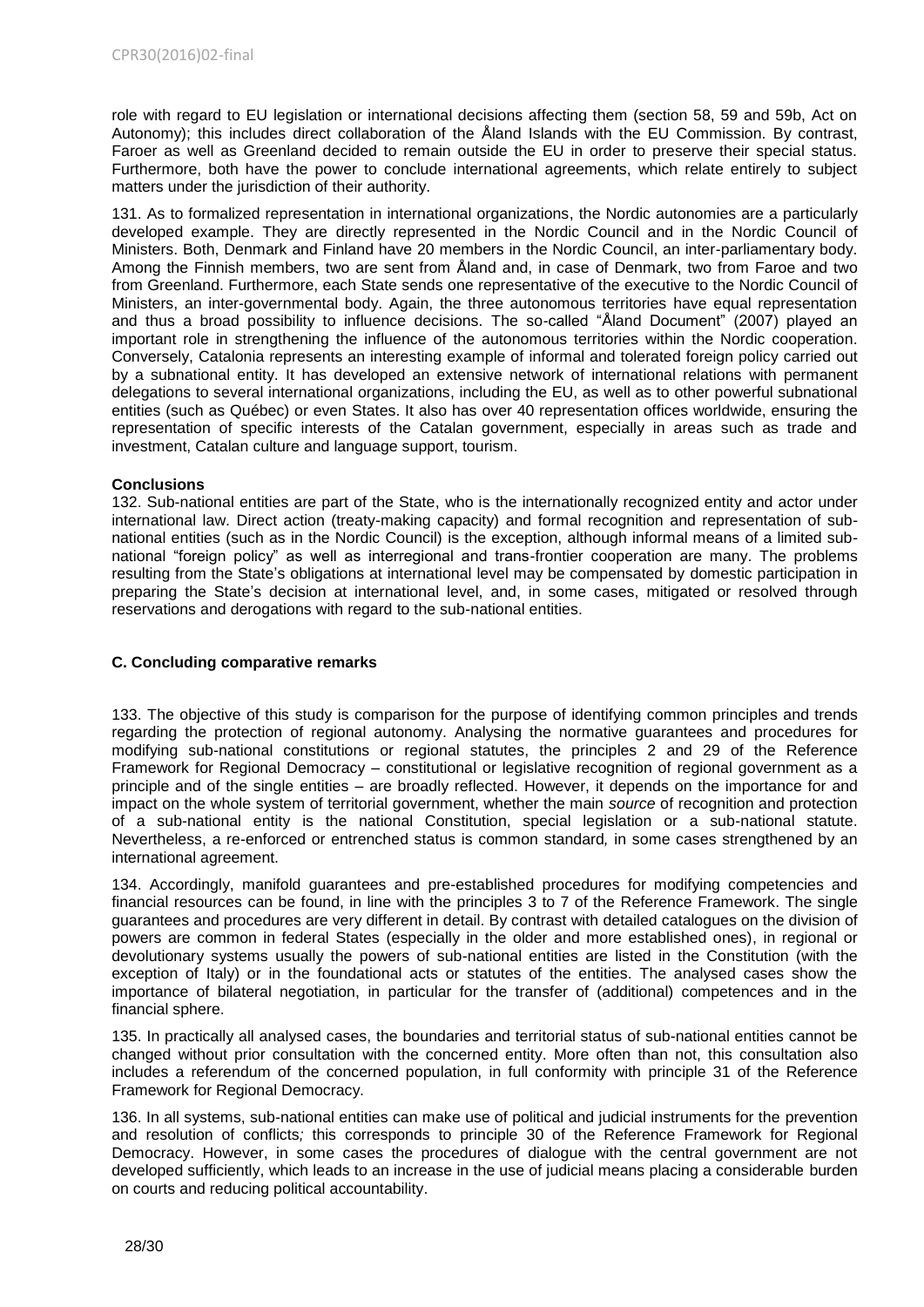role with regard to EU legislation or international decisions affecting them (section 58, 59 and 59b, Act on Autonomy); this includes direct collaboration of the Åland Islands with the EU Commission. By contrast, Faroer as well as Greenland decided to remain outside the EU in order to preserve their special status. Furthermore, both have the power to conclude international agreements, which relate entirely to subject matters under the jurisdiction of their authority.

131. As to formalized representation in international organizations, the Nordic autonomies are a particularly developed example. They are directly represented in the Nordic Council and in the Nordic Council of Ministers. Both, Denmark and Finland have 20 members in the Nordic Council, an inter-parliamentary body. Among the Finnish members, two are sent from Åland and, in case of Denmark, two from Faroe and two from Greenland. Furthermore, each State sends one representative of the executive to the Nordic Council of Ministers, an inter-governmental body. Again, the three autonomous territories have equal representation and thus a broad possibility to influence decisions. The so-called "Åland Document" (2007) played an important role in strengthening the influence of the autonomous territories within the Nordic cooperation. Conversely, Catalonia represents an interesting example of informal and tolerated foreign policy carried out by a subnational entity. It has developed an extensive network of international relations with permanent delegations to several international organizations, including the EU, as well as to other powerful subnational entities (such as Québec) or even States. It also has over 40 representation offices worldwide, ensuring the representation of specific interests of the Catalan government, especially in areas such as trade and investment, Catalan culture and language support, tourism.

**Conclusions**

132. Sub-national entities are part of the State, who is the internationally recognized entity and actor under international law. Direct action (treaty-making capacity) and formal recognition and representation of sub-national entities (such as in the Nordic Council) is the exception, although informal means of a limited sub-national "foreign policy" as well as interregional and trans-frontier cooperation are many. The problems resulting from the State's obligations at international level may be compensated by domestic participation in preparing the State's decision at international level, and, in some cases, mitigated or resolved through reservations and derogations with regard to the sub-national entities.

### C. Concluding comparative remarks

133. The objective of this study is comparison for the purpose of identifying common principles and trends regarding the protection of regional autonomy. Analysing the normative guarantees and procedures for modifying sub-national constitutions or regional statutes, the principles 2 and 29 of the Reference Framework for Regional Democracy – constitutional or legislative recognition of regional government as a principle and of the single entities – are broadly reflected. However, it depends on the importance for and impact on the whole system of territorial government, whether the main *source* of recognition and protection of a sub-national entity is the national Constitution, special legislation or a sub-national statute. Nevertheless, a re-enforced or entrenched status is common standard, in some cases strengthened by an international agreement.

134. Accordingly, manifold guarantees and pre-established procedures for modifying competencies and financial resources can be found, in line with the principles 3 to 7 of the Reference Framework. The single guarantees and procedures are very different in detail. By contrast with detailed catalogues on the division of powers are common in federal States (especially in the older and more established ones), in regional or devolutionary systems usually the powers of sub-national entities are listed in the Constitution (with the exception of Italy) or in the foundational acts or statutes of the entities. The analysed cases show the importance of bilateral negotiation, in particular for the transfer of (additional) competences and in the financial sphere.

135. In practically all analysed cases, the boundaries and territorial status of sub-national entities cannot be changed without prior consultation with the concerned entity. More often than not, this consultation also includes a referendum of the concerned population, in full conformity with principle 31 of the Reference Framework for Regional Democracy.

136. In all systems, sub-national entities can make use of political and judicial instruments for the prevention and resolution of conflicts*;* this corresponds to principle 30 of the Reference Framework for Regional Democracy. However, in some cases the procedures of dialogue with the central government are not developed sufficiently, which leads to an increase in the use of judicial means placing a considerable burden on courts and reducing political accountability.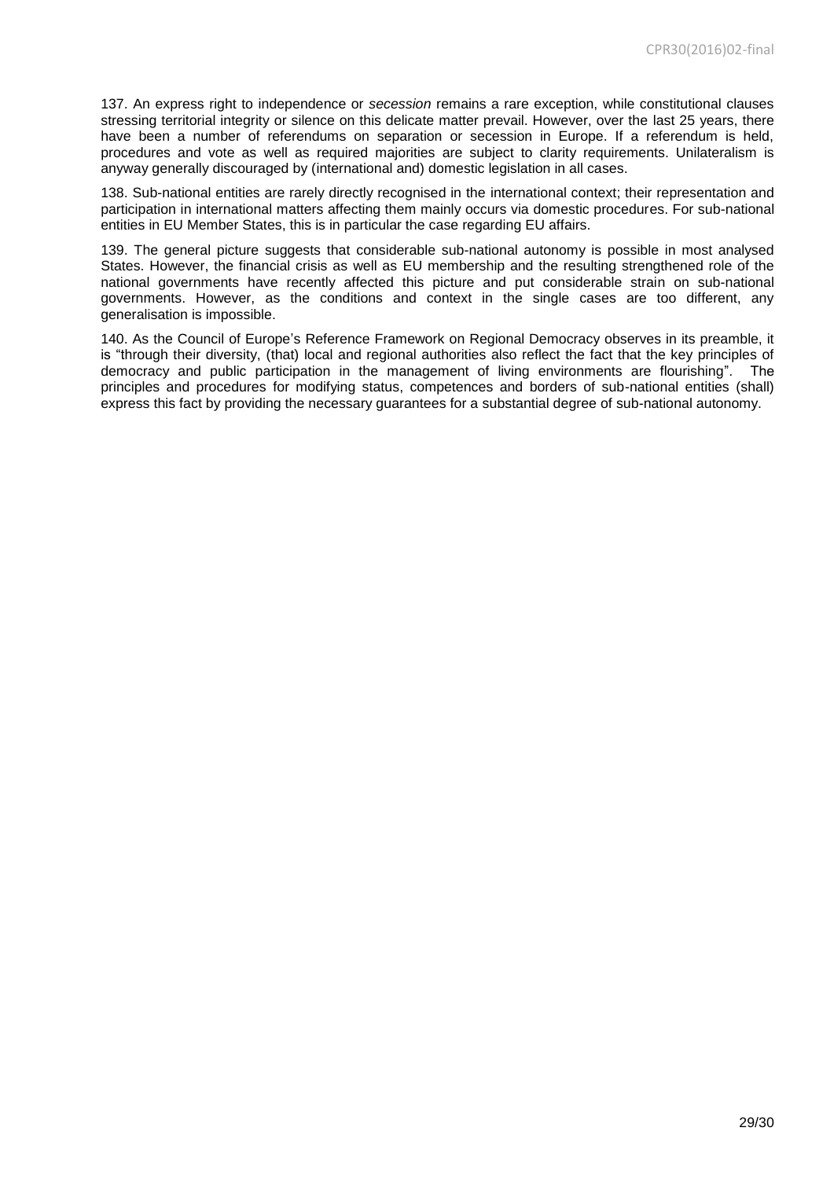137. An express right to independence or *secession* remains a rare exception, while constitutional clauses stressing territorial integrity or silence on this delicate matter prevail. However, over the last 25 years, there have been a number of referendums on separation or secession in Europe. If a referendum is held, procedures and vote as well as required majorities are subject to clarity requirements. Unilateralism is anyway generally discouraged by (international and) domestic legislation in all cases.

138. Sub-national entities are rarely directly recognised in the international context; their representation and participation in international matters affecting them mainly occurs via domestic procedures. For sub-national entities in EU Member States, this is in particular the case regarding EU affairs.

139. The general picture suggests that considerable sub-national autonomy is possible in most analysed States. However, the financial crisis as well as EU membership and the resulting strengthened role of the national governments have recently affected this picture and put considerable strain on sub-national governments. However, as the conditions and context in the single cases are too different, any generalisation is impossible.

140. As the Council of Europe's Reference Framework on Regional Democracy observes in its preamble, it is "through their diversity, (that) local and regional authorities also reflect the fact that the key principles of democracy and public participation in the management of living environments are flourishing". The principles and procedures for modifying status, competences and borders of sub-national entities (shall) express this fact by providing the necessary guarantees for a substantial degree of sub-national autonomy.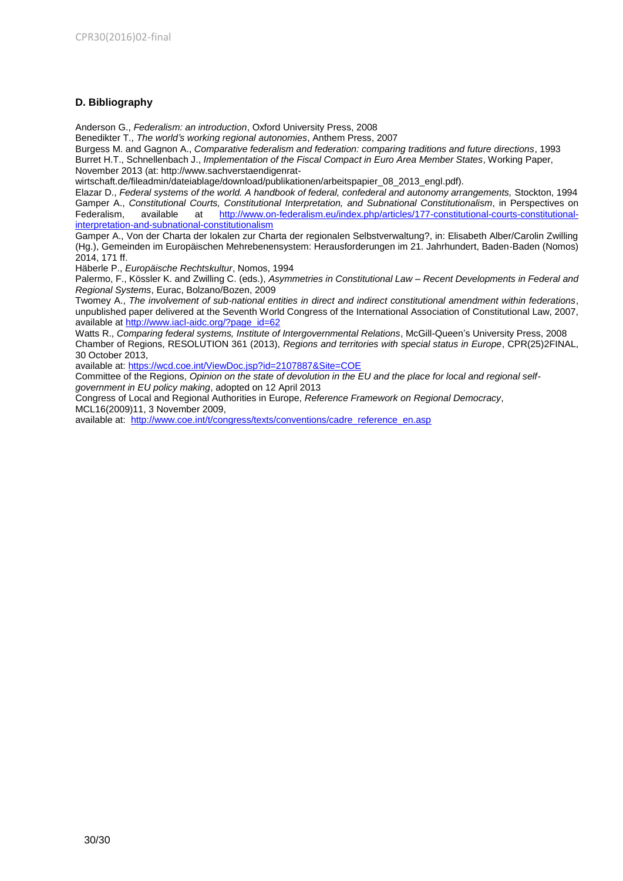### D. Bibliography

Anderson G., *Federalism: an introduction*, Oxford University Press, 2008

Benedikter T., *The world's working regional autonomies*, Anthem Press, 2007

Burgess M. and Gagnon A., *Comparative federalism and federation: comparing traditions and future directions*, 1993

Burret H.T., Schnellenbach J., *Implementation of the Fiscal Compact in Euro Area Member States*, Working Paper, November 2013 (at: http://www.sachverstaendigenrat-wirtschaft.de/fileadmin/dateiablage/download/publikationen/arbeitspapier_08_2013_engl.pdf).

Elazar D., *Federal systems of the world. A handbook of federal, confederal and autonomy arrangements,* Stockton, 1994

Gamper A., *Constitutional Courts, Constitutional Interpretation, and Subnational Constitutionalism*, in Perspectives on Federalism, available at http://www.on-federalism.eu/index.php/articles/177-constitutional-courts-constitutional-interpretation-and-subnational-constitutionalism

Gamper A., Von der Charta der lokalen zur Charta der regionalen Selbstverwaltung?, in: Elisabeth Alber/Carolin Zwilling (Hg.), Gemeinden im Europäischen Mehrebenensystem: Herausforderungen im 21. Jahrhundert, Baden-Baden (Nomos) 2014, 171 ff.

Häberle P., *Europäische Rechtskultur*, Nomos, 1994

Palermo, F., Kössler K. and Zwilling C. (eds.), *Asymmetries in Constitutional Law – Recent Developments in Federal and Regional Systems*, Eurac, Bolzano/Bozen, 2009

Twomey A., *The involvement of sub-national entities in direct and indirect constitutional amendment within federations*, unpublished paper delivered at the Seventh World Congress of the International Association of Constitutional Law, 2007, available at http://www.iacl-aidc.org/?page_id=62

Watts R., *Comparing federal systems, Institute of Intergovernmental Relations*, McGill-Queen's University Press, 2008

Chamber of Regions, RESOLUTION 361 (2013), *Regions and territories with special status in Europe*, CPR(25)2FINAL, 30 October 2013,
available at: https://wcd.coe.int/ViewDoc.jsp?id=2107887&Site=COE

Committee of the Regions, *Opinion on the state of devolution in the EU and the place for local and regional self-government in EU policy making*, adopted on 12 April 2013

Congress of Local and Regional Authorities in Europe, *Reference Framework on Regional Democracy*, MCL16(2009)11, 3 November 2009,
available at: http://www.coe.int/t/congress/texts/conventions/cadre_reference_en.asp